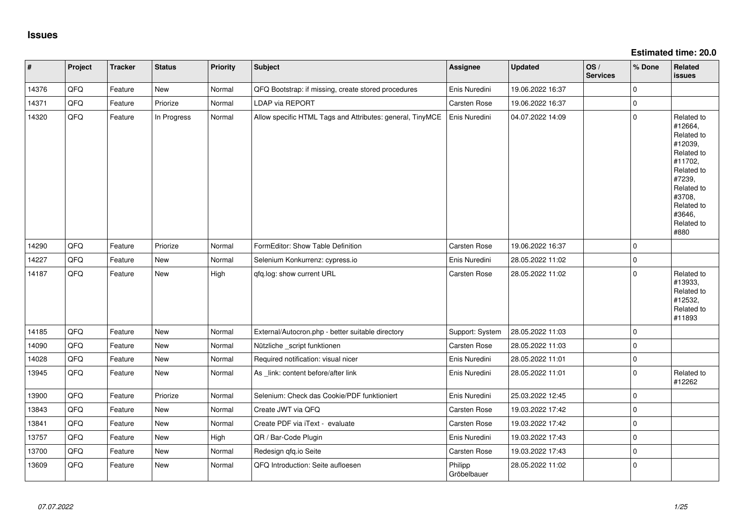# Issues

**Estimated time: 20.0**

| # | Project | Tracker | Status | Priority | Subject | Assignee | Updated | OS / Services | % Done | Related issues |
|---|---|---|---|---|---|---|---|---|---|---|
| 14376 | QFQ | Feature | New | Normal | QFQ Bootstrap: if missing, create stored procedures | Enis Nuredini | 19.06.2022 16:37 | | 0 | |
| 14371 | QFQ | Feature | Priorize | Normal | LDAP via REPORT | Carsten Rose | 19.06.2022 16:37 | | 0 | |
| 14320 | QFQ | Feature | In Progress | Normal | Allow specific HTML Tags and Attributes: general, TinyMCE | Enis Nuredini | 04.07.2022 14:09 | | 0 | Related to #12664, Related to #12039, Related to #11702, Related to #7239, Related to #3708, Related to #3646, Related to #880 |
| 14290 | QFQ | Feature | Priorize | Normal | FormEditor: Show Table Definition | Carsten Rose | 19.06.2022 16:37 | | 0 | |
| 14227 | QFQ | Feature | New | Normal | Selenium Konkurrenz: cypress.io | Enis Nuredini | 28.05.2022 11:02 | | 0 | |
| 14187 | QFQ | Feature | New | High | qfq.log: show current URL | Carsten Rose | 28.05.2022 11:02 | | 0 | Related to #13933, Related to #12532, Related to #11893 |
| 14185 | QFQ | Feature | New | Normal | External/Autocron.php - better suitable directory | Support: System | 28.05.2022 11:03 | | 0 | |
| 14090 | QFQ | Feature | New | Normal | Nützliche _script funktionen | Carsten Rose | 28.05.2022 11:03 | | 0 | |
| 14028 | QFQ | Feature | New | Normal | Required notification: visual nicer | Enis Nuredini | 28.05.2022 11:01 | | 0 | |
| 13945 | QFQ | Feature | New | Normal | As _link: content before/after link | Enis Nuredini | 28.05.2022 11:01 | | 0 | Related to #12262 |
| 13900 | QFQ | Feature | Priorize | Normal | Selenium: Check das Cookie/PDF funktioniert | Enis Nuredini | 25.03.2022 12:45 | | 0 | |
| 13843 | QFQ | Feature | New | Normal | Create JWT via QFQ | Carsten Rose | 19.03.2022 17:42 | | 0 | |
| 13841 | QFQ | Feature | New | Normal | Create PDF via iText - evaluate | Carsten Rose | 19.03.2022 17:42 | | 0 | |
| 13757 | QFQ | Feature | New | High | QR / Bar-Code Plugin | Enis Nuredini | 19.03.2022 17:43 | | 0 | |
| 13700 | QFQ | Feature | New | Normal | Redesign qfq.io Seite | Carsten Rose | 19.03.2022 17:43 | | 0 | |
| 13609 | QFQ | Feature | New | Normal | QFQ Introduction: Seite aufloesen | Philipp Gröbelbauer | 28.05.2022 11:02 | | 0 | |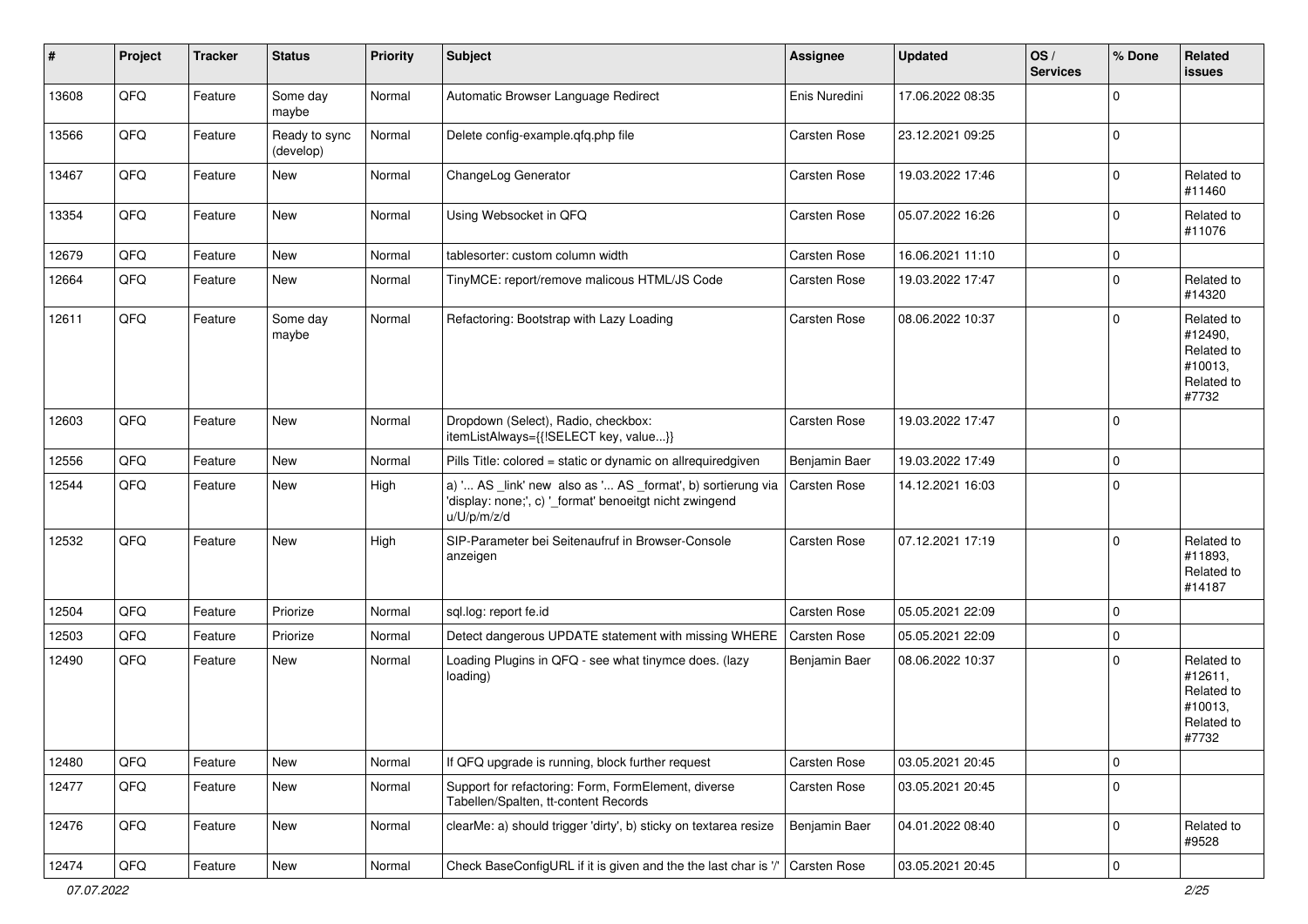| # | Project | Tracker | Status | Priority | Subject | Assignee | Updated | OS / Services | % Done | Related issues |
|---|---|---|---|---|---|---|---|---|---|---|
| 13608 | QFQ | Feature | Some day maybe | Normal | Automatic Browser Language Redirect | Enis Nuredini | 17.06.2022 08:35 | | 0 | |
| 13566 | QFQ | Feature | Ready to sync (develop) | Normal | Delete config-example.qfq.php file | Carsten Rose | 23.12.2021 09:25 | | 0 | |
| 13467 | QFQ | Feature | New | Normal | ChangeLog Generator | Carsten Rose | 19.03.2022 17:46 | | 0 | Related to #11460 |
| 13354 | QFQ | Feature | New | Normal | Using Websocket in QFQ | Carsten Rose | 05.07.2022 16:26 | | 0 | Related to #11076 |
| 12679 | QFQ | Feature | New | Normal | tablesorter: custom column width | Carsten Rose | 16.06.2021 11:10 | | 0 | |
| 12664 | QFQ | Feature | New | Normal | TinyMCE: report/remove malicous HTML/JS Code | Carsten Rose | 19.03.2022 17:47 | | 0 | Related to #14320 |
| 12611 | QFQ | Feature | Some day maybe | Normal | Refactoring: Bootstrap with Lazy Loading | Carsten Rose | 08.06.2022 10:37 | | 0 | Related to #12490, Related to #10013, Related to #7732 |
| 12603 | QFQ | Feature | New | Normal | Dropdown (Select), Radio, checkbox: itemListAlways={{!SELECT key, value...}} | Carsten Rose | 19.03.2022 17:47 | | 0 | |
| 12556 | QFQ | Feature | New | Normal | Pills Title: colored = static or dynamic on allrequiredgiven | Benjamin Baer | 19.03.2022 17:49 | | 0 | |
| 12544 | QFQ | Feature | New | High | a) '... AS _link' new also as '... AS _format', b) sortierung via 'display: none;', c) '_format' benoeitgt nicht zwingend u/U/p/m/z/d | Carsten Rose | 14.12.2021 16:03 | | 0 | |
| 12532 | QFQ | Feature | New | High | SIP-Parameter bei Seitenaufruf in Browser-Console anzeigen | Carsten Rose | 07.12.2021 17:19 | | 0 | Related to #11893, Related to #14187 |
| 12504 | QFQ | Feature | Priorize | Normal | sql.log: report fe.id | Carsten Rose | 05.05.2021 22:09 | | 0 | |
| 12503 | QFQ | Feature | Priorize | Normal | Detect dangerous UPDATE statement with missing WHERE | Carsten Rose | 05.05.2021 22:09 | | 0 | |
| 12490 | QFQ | Feature | New | Normal | Loading Plugins in QFQ - see what tinymce does. (lazy loading) | Benjamin Baer | 08.06.2022 10:37 | | 0 | Related to #12611, Related to #10013, Related to #7732 |
| 12480 | QFQ | Feature | New | Normal | If QFQ upgrade is running, block further request | Carsten Rose | 03.05.2021 20:45 | | 0 | |
| 12477 | QFQ | Feature | New | Normal | Support for refactoring: Form, FormElement, diverse Tabellen/Spalten, tt-content Records | Carsten Rose | 03.05.2021 20:45 | | 0 | |
| 12476 | QFQ | Feature | New | Normal | clearMe: a) should trigger 'dirty', b) sticky on textarea resize | Benjamin Baer | 04.01.2022 08:40 | | 0 | Related to #9528 |
| 12474 | QFQ | Feature | New | Normal | Check BaseConfigURL if it is given and the the last char is '/' | Carsten Rose | 03.05.2021 20:45 | | 0 | |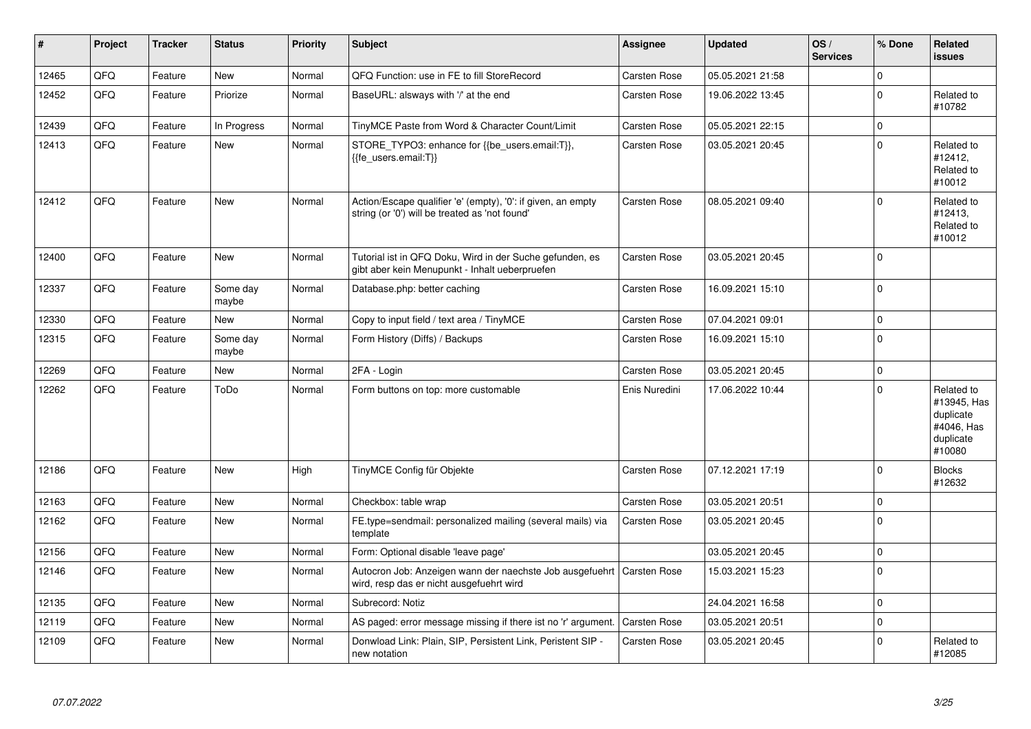| # | Project | Tracker | Status | Priority | Subject | Assignee | Updated | OS / Services | % Done | Related issues |
|---|---|---|---|---|---|---|---|---|---|---|
| 12465 | QFQ | Feature | New | Normal | QFQ Function: use in FE to fill StoreRecord | Carsten Rose | 05.05.2021 21:58 | | 0 | |
| 12452 | QFQ | Feature | Priorize | Normal | BaseURL: alsways with '/' at the end | Carsten Rose | 19.06.2022 13:45 | | 0 | Related to #10782 |
| 12439 | QFQ | Feature | In Progress | Normal | TinyMCE Paste from Word & Character Count/Limit | Carsten Rose | 05.05.2021 22:15 | | 0 | |
| 12413 | QFQ | Feature | New | Normal | STORE_TYPO3: enhance for {{be_users.email:T}}, {{fe_users.email:T}} | Carsten Rose | 03.05.2021 20:45 | | 0 | Related to #12412, Related to #10012 |
| 12412 | QFQ | Feature | New | Normal | Action/Escape qualifier 'e' (empty), '0': if given, an empty string (or '0') will be treated as 'not found' | Carsten Rose | 08.05.2021 09:40 | | 0 | Related to #12413, Related to #10012 |
| 12400 | QFQ | Feature | New | Normal | Tutorial ist in QFQ Doku, Wird in der Suche gefunden, es gibt aber kein Menupunkt - Inhalt ueberpruefen | Carsten Rose | 03.05.2021 20:45 | | 0 | |
| 12337 | QFQ | Feature | Some day maybe | Normal | Database.php: better caching | Carsten Rose | 16.09.2021 15:10 | | 0 | |
| 12330 | QFQ | Feature | New | Normal | Copy to input field / text area / TinyMCE | Carsten Rose | 07.04.2021 09:01 | | 0 | |
| 12315 | QFQ | Feature | Some day maybe | Normal | Form History (Diffs) / Backups | Carsten Rose | 16.09.2021 15:10 | | 0 | |
| 12269 | QFQ | Feature | New | Normal | 2FA - Login | Carsten Rose | 03.05.2021 20:45 | | 0 | |
| 12262 | QFQ | Feature | ToDo | Normal | Form buttons on top: more customable | Enis Nuredini | 17.06.2022 10:44 | | 0 | Related to #13945, Has duplicate #4046, Has duplicate #10080 |
| 12186 | QFQ | Feature | New | High | TinyMCE Config für Objekte | Carsten Rose | 07.12.2021 17:19 | | 0 | Blocks #12632 |
| 12163 | QFQ | Feature | New | Normal | Checkbox: table wrap | Carsten Rose | 03.05.2021 20:51 | | 0 | |
| 12162 | QFQ | Feature | New | Normal | FE.type=sendmail: personalized mailing (several mails) via template | Carsten Rose | 03.05.2021 20:45 | | 0 | |
| 12156 | QFQ | Feature | New | Normal | Form: Optional disable 'leave page' | | 03.05.2021 20:45 | | 0 | |
| 12146 | QFQ | Feature | New | Normal | Autocron Job: Anzeigen wann der naechste Job ausgefuehrt wird, resp das er nicht ausgefuehrt wird | Carsten Rose | 15.03.2021 15:23 | | 0 | |
| 12135 | QFQ | Feature | New | Normal | Subrecord: Notiz | | 24.04.2021 16:58 | | 0 | |
| 12119 | QFQ | Feature | New | Normal | AS paged: error message missing if there ist no 'r' argument. | Carsten Rose | 03.05.2021 20:51 | | 0 | |
| 12109 | QFQ | Feature | New | Normal | Donwload Link: Plain, SIP, Persistent Link, Peristent SIP - new notation | Carsten Rose | 03.05.2021 20:45 | | 0 | Related to #12085 |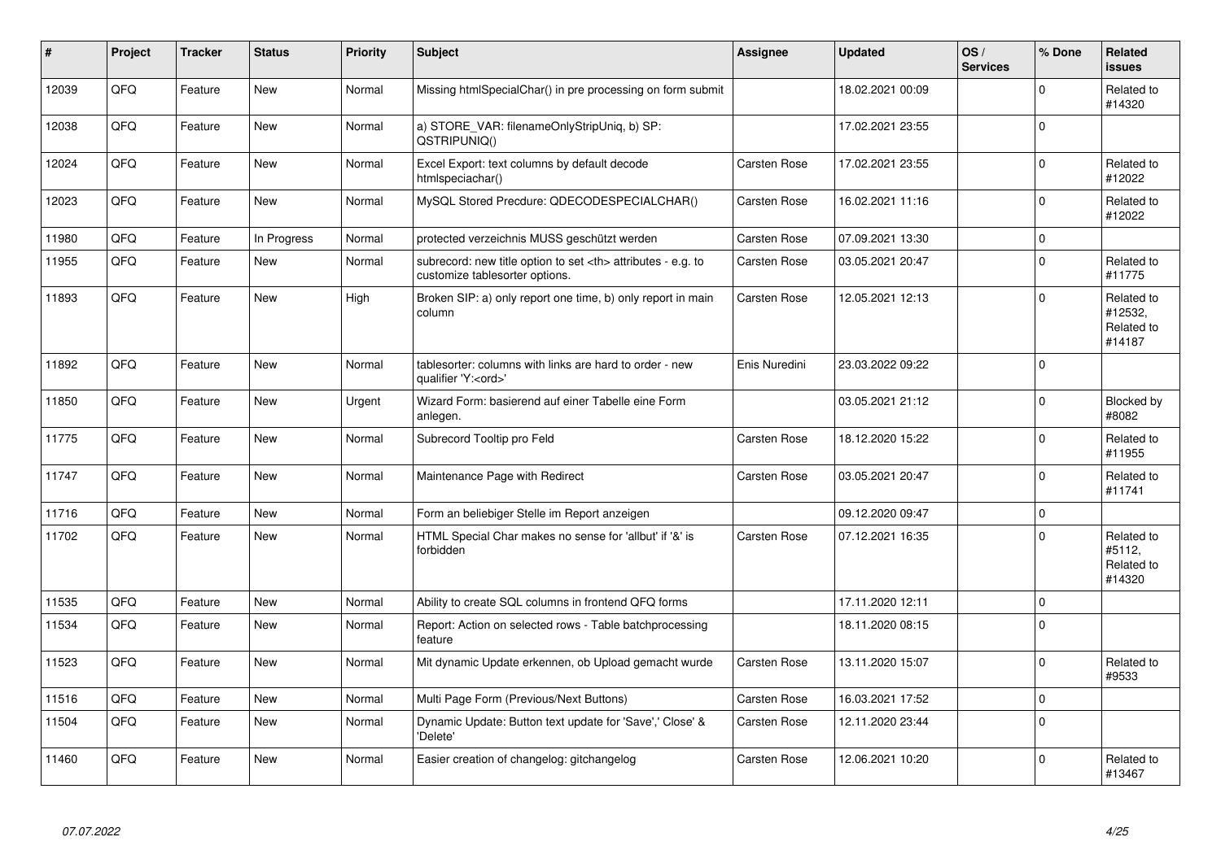| # | Project | Tracker | Status | Priority | Subject | Assignee | Updated | OS / Services | % Done | Related issues |
|---|---|---|---|---|---|---|---|---|---|---|
| 12039 | QFQ | Feature | New | Normal | Missing htmlSpecialChar() in pre processing on form submit | | 18.02.2021 00:09 | | 0 | Related to #14320 |
| 12038 | QFQ | Feature | New | Normal | a) STORE_VAR: filenameOnlyStripUniq, b) SP: QSTRIPUNIQ() | | 17.02.2021 23:55 | | 0 | |
| 12024 | QFQ | Feature | New | Normal | Excel Export: text columns by default decode htmlspeciachar() | Carsten Rose | 17.02.2021 23:55 | | 0 | Related to #12022 |
| 12023 | QFQ | Feature | New | Normal | MySQL Stored Precdure: QDECODESPECIALCHAR() | Carsten Rose | 16.02.2021 11:16 | | 0 | Related to #12022 |
| 11980 | QFQ | Feature | In Progress | Normal | protected verzeichnis MUSS geschützt werden | Carsten Rose | 07.09.2021 13:30 | | 0 | |
| 11955 | QFQ | Feature | New | Normal | subrecord: new title option to set <th> attributes - e.g. to customize tablesorter options. | Carsten Rose | 03.05.2021 20:47 | | 0 | Related to #11775 |
| 11893 | QFQ | Feature | New | High | Broken SIP: a) only report one time, b) only report in main column | Carsten Rose | 12.05.2021 12:13 | | 0 | Related to #12532, Related to #14187 |
| 11892 | QFQ | Feature | New | Normal | tablesorter: columns with links are hard to order - new qualifier 'Y:<ord>' | Enis Nuredini | 23.03.2022 09:22 | | 0 | |
| 11850 | QFQ | Feature | New | Urgent | Wizard Form: basierend auf einer Tabelle eine Form anlegen. | | 03.05.2021 21:12 | | 0 | Blocked by #8082 |
| 11775 | QFQ | Feature | New | Normal | Subrecord Tooltip pro Feld | Carsten Rose | 18.12.2020 15:22 | | 0 | Related to #11955 |
| 11747 | QFQ | Feature | New | Normal | Maintenance Page with Redirect | Carsten Rose | 03.05.2021 20:47 | | 0 | Related to #11741 |
| 11716 | QFQ | Feature | New | Normal | Form an beliebiger Stelle im Report anzeigen | | 09.12.2020 09:47 | | 0 | |
| 11702 | QFQ | Feature | New | Normal | HTML Special Char makes no sense for 'allbut' if '&' is forbidden | Carsten Rose | 07.12.2021 16:35 | | 0 | Related to #5112, Related to #14320 |
| 11535 | QFQ | Feature | New | Normal | Ability to create SQL columns in frontend QFQ forms | | 17.11.2020 12:11 | | 0 | |
| 11534 | QFQ | Feature | New | Normal | Report: Action on selected rows - Table batchprocessing feature | | 18.11.2020 08:15 | | 0 | |
| 11523 | QFQ | Feature | New | Normal | Mit dynamic Update erkennen, ob Upload gemacht wurde | Carsten Rose | 13.11.2020 15:07 | | 0 | Related to #9533 |
| 11516 | QFQ | Feature | New | Normal | Multi Page Form (Previous/Next Buttons) | Carsten Rose | 16.03.2021 17:52 | | 0 | |
| 11504 | QFQ | Feature | New | Normal | Dynamic Update: Button text update for 'Save',' Close' & 'Delete' | Carsten Rose | 12.11.2020 23:44 | | 0 | |
| 11460 | QFQ | Feature | New | Normal | Easier creation of changelog: gitchangelog | Carsten Rose | 12.06.2021 10:20 | | 0 | Related to #13467 |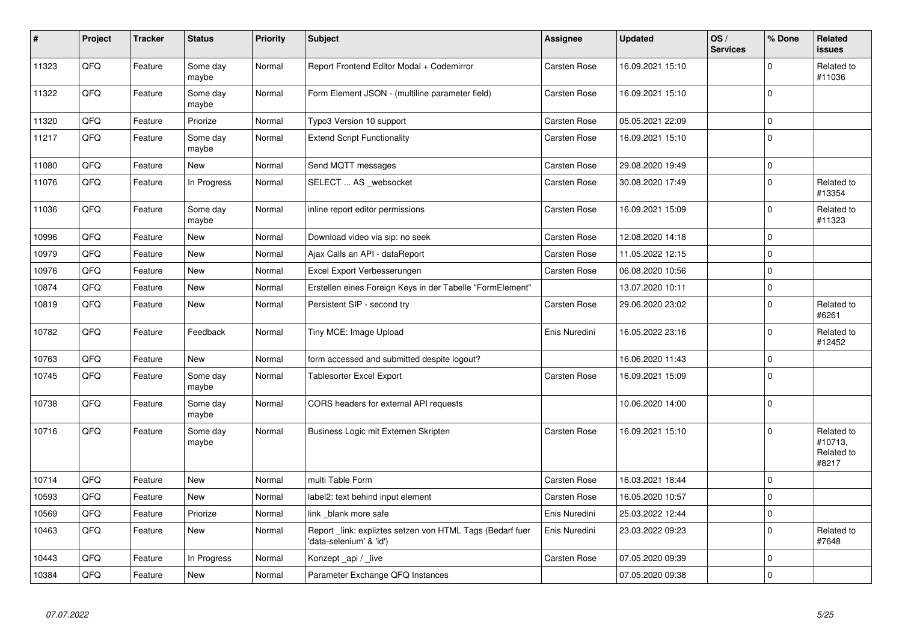| # | Project | Tracker | Status | Priority | Subject | Assignee | Updated | OS / Services | % Done | Related issues |
|---|---|---|---|---|---|---|---|---|---|---|
| 11323 | QFQ | Feature | Some day maybe | Normal | Report Frontend Editor Modal + Codemirror | Carsten Rose | 16.09.2021 15:10 | | 0 | Related to #11036 |
| 11322 | QFQ | Feature | Some day maybe | Normal | Form Element JSON - (multiline parameter field) | Carsten Rose | 16.09.2021 15:10 | | 0 | |
| 11320 | QFQ | Feature | Priorize | Normal | Typo3 Version 10 support | Carsten Rose | 05.05.2021 22:09 | | 0 | |
| 11217 | QFQ | Feature | Some day maybe | Normal | Extend Script Functionality | Carsten Rose | 16.09.2021 15:10 | | 0 | |
| 11080 | QFQ | Feature | New | Normal | Send MQTT messages | Carsten Rose | 29.08.2020 19:49 | | 0 | |
| 11076 | QFQ | Feature | In Progress | Normal | SELECT ... AS _websocket | Carsten Rose | 30.08.2020 17:49 | | 0 | Related to #13354 |
| 11036 | QFQ | Feature | Some day maybe | Normal | inline report editor permissions | Carsten Rose | 16.09.2021 15:09 | | 0 | Related to #11323 |
| 10996 | QFQ | Feature | New | Normal | Download video via sip: no seek | Carsten Rose | 12.08.2020 14:18 | | 0 | |
| 10979 | QFQ | Feature | New | Normal | Ajax Calls an API - dataReport | Carsten Rose | 11.05.2022 12:15 | | 0 | |
| 10976 | QFQ | Feature | New | Normal | Excel Export Verbesserungen | Carsten Rose | 06.08.2020 10:56 | | 0 | |
| 10874 | QFQ | Feature | New | Normal | Erstellen eines Foreign Keys in der Tabelle "FormElement" | | 13.07.2020 10:11 | | 0 | |
| 10819 | QFQ | Feature | New | Normal | Persistent SIP - second try | Carsten Rose | 29.06.2020 23:02 | | 0 | Related to #6261 |
| 10782 | QFQ | Feature | Feedback | Normal | Tiny MCE: Image Upload | Enis Nuredini | 16.05.2022 23:16 | | 0 | Related to #12452 |
| 10763 | QFQ | Feature | New | Normal | form accessed and submitted despite logout? | | 16.06.2020 11:43 | | 0 | |
| 10745 | QFQ | Feature | Some day maybe | Normal | Tablesorter Excel Export | Carsten Rose | 16.09.2021 15:09 | | 0 | |
| 10738 | QFQ | Feature | Some day maybe | Normal | CORS headers for external API requests | | 10.06.2020 14:00 | | 0 | |
| 10716 | QFQ | Feature | Some day maybe | Normal | Business Logic mit Externen Skripten | Carsten Rose | 16.09.2021 15:10 | | 0 | Related to #10713, Related to #8217 |
| 10714 | QFQ | Feature | New | Normal | multi Table Form | Carsten Rose | 16.03.2021 18:44 | | 0 | |
| 10593 | QFQ | Feature | New | Normal | label2: text behind input element | Carsten Rose | 16.05.2020 10:57 | | 0 | |
| 10569 | QFQ | Feature | Priorize | Normal | link _blank more safe | Enis Nuredini | 25.03.2022 12:44 | | 0 | |
| 10463 | QFQ | Feature | New | Normal | Report _link: expliztes setzen von HTML Tags (Bedarf fuer 'data-selenium' & 'id') | Enis Nuredini | 23.03.2022 09:23 | | 0 | Related to #7648 |
| 10443 | QFQ | Feature | In Progress | Normal | Konzept _api / _live | Carsten Rose | 07.05.2020 09:39 | | 0 | |
| 10384 | QFQ | Feature | New | Normal | Parameter Exchange QFQ Instances | | 07.05.2020 09:38 | | 0 | |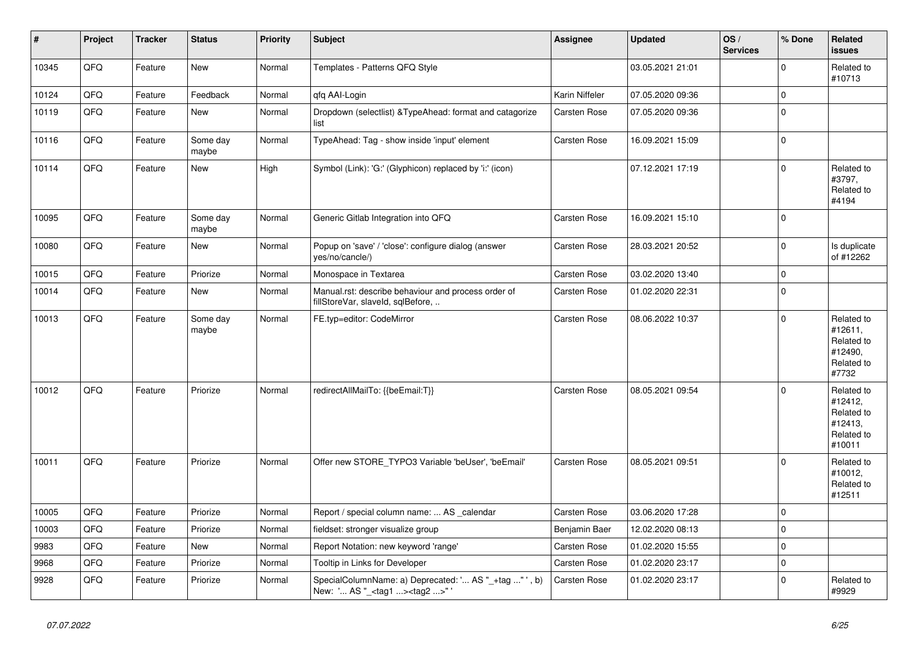| # | Project | Tracker | Status | Priority | Subject | Assignee | Updated | OS / Services | % Done | Related issues |
|---|---|---|---|---|---|---|---|---|---|---|
| 10345 | QFQ | Feature | New | Normal | Templates - Patterns QFQ Style | | 03.05.2021 21:01 | | 0 | Related to #10713 |
| 10124 | QFQ | Feature | Feedback | Normal | qfq AAI-Login | Karin Niffeler | 07.05.2020 09:36 | | 0 | |
| 10119 | QFQ | Feature | New | Normal | Dropdown (selectlist) &TypeAhead: format and catagorize list | Carsten Rose | 07.05.2020 09:36 | | 0 | |
| 10116 | QFQ | Feature | Some day maybe | Normal | TypeAhead: Tag - show inside 'input' element | Carsten Rose | 16.09.2021 15:09 | | 0 | |
| 10114 | QFQ | Feature | New | High | Symbol (Link): 'G:' (Glyphicon) replaced by 'i:' (icon) | | 07.12.2021 17:19 | | 0 | Related to #3797, Related to #4194 |
| 10095 | QFQ | Feature | Some day maybe | Normal | Generic Gitlab Integration into QFQ | Carsten Rose | 16.09.2021 15:10 | | 0 | |
| 10080 | QFQ | Feature | New | Normal | Popup on 'save' / 'close': configure dialog (answer yes/no/cancle/) | Carsten Rose | 28.03.2021 20:52 | | 0 | Is duplicate of #12262 |
| 10015 | QFQ | Feature | Priorize | Normal | Monospace in Textarea | Carsten Rose | 03.02.2020 13:40 | | 0 | |
| 10014 | QFQ | Feature | New | Normal | Manual.rst: describe behaviour and process order of fillStoreVar, slaveId, sqlBefore, .. | Carsten Rose | 01.02.2020 22:31 | | 0 | |
| 10013 | QFQ | Feature | Some day maybe | Normal | FE.typ=editor: CodeMirror | Carsten Rose | 08.06.2022 10:37 | | 0 | Related to #12611, Related to #12490, Related to #7732 |
| 10012 | QFQ | Feature | Priorize | Normal | redirectAllMailTo: {{beEmail:T}} | Carsten Rose | 08.05.2021 09:54 | | 0 | Related to #12412, Related to #12413, Related to #10011 |
| 10011 | QFQ | Feature | Priorize | Normal | Offer new STORE_TYPO3 Variable 'beUser', 'beEmail' | Carsten Rose | 08.05.2021 09:51 | | 0 | Related to #10012, Related to #12511 |
| 10005 | QFQ | Feature | Priorize | Normal | Report / special column name: ... AS _calendar | Carsten Rose | 03.06.2020 17:28 | | 0 | |
| 10003 | QFQ | Feature | Priorize | Normal | fieldset: stronger visualize group | Benjamin Baer | 12.02.2020 08:13 | | 0 | |
| 9983 | QFQ | Feature | New | Normal | Report Notation: new keyword 'range' | Carsten Rose | 01.02.2020 15:55 | | 0 | |
| 9968 | QFQ | Feature | Priorize | Normal | Tooltip in Links for Developer | Carsten Rose | 01.02.2020 23:17 | | 0 | |
| 9928 | QFQ | Feature | Priorize | Normal | SpecialColumnName: a) Deprecated: '... AS "_+tag ..." ', b) New: '... AS "_<tag1 ...><tag2 ...>" ' | Carsten Rose | 01.02.2020 23:17 | | 0 | Related to #9929 |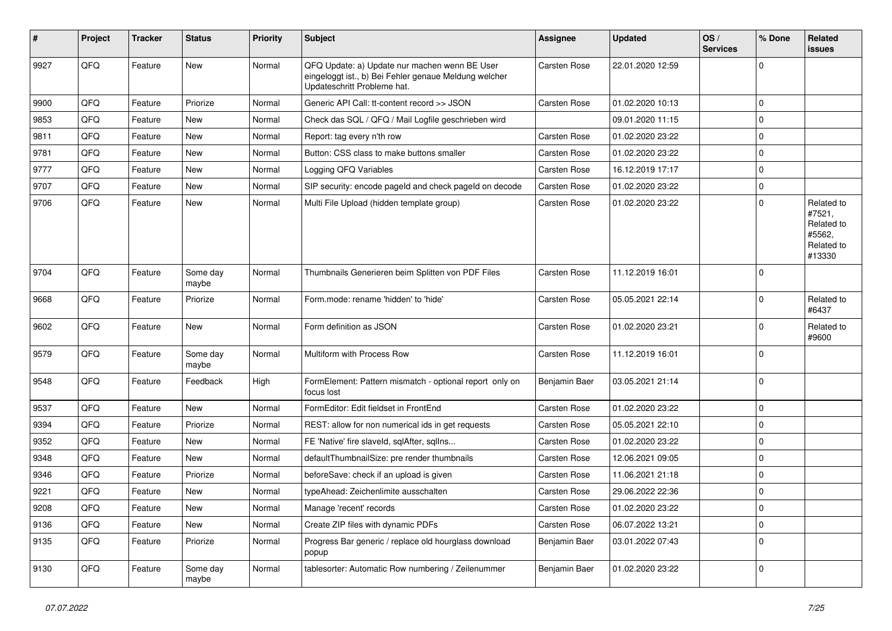| # | Project | Tracker | Status | Priority | Subject | Assignee | Updated | OS / Services | % Done | Related issues |
|---|---|---|---|---|---|---|---|---|---|---|
| 9927 | QFQ | Feature | New | Normal | QFQ Update: a) Update nur machen wenn BE User eingeloggt ist., b) Bei Fehler genaue Meldung welcher Updateschritt Probleme hat. | Carsten Rose | 22.01.2020 12:59 | | 0 | |
| 9900 | QFQ | Feature | Priorize | Normal | Generic API Call: tt-content record >> JSON | Carsten Rose | 01.02.2020 10:13 | | 0 | |
| 9853 | QFQ | Feature | New | Normal | Check das SQL / QFQ / Mail Logfile geschrieben wird | | 09.01.2020 11:15 | | 0 | |
| 9811 | QFQ | Feature | New | Normal | Report: tag every n'th row | Carsten Rose | 01.02.2020 23:22 | | 0 | |
| 9781 | QFQ | Feature | New | Normal | Button: CSS class to make buttons smaller | Carsten Rose | 01.02.2020 23:22 | | 0 | |
| 9777 | QFQ | Feature | New | Normal | Logging QFQ Variables | Carsten Rose | 16.12.2019 17:17 | | 0 | |
| 9707 | QFQ | Feature | New | Normal | SIP security: encode pageId and check pageId on decode | Carsten Rose | 01.02.2020 23:22 | | 0 | |
| 9706 | QFQ | Feature | New | Normal | Multi File Upload (hidden template group) | Carsten Rose | 01.02.2020 23:22 | | 0 | Related to #7521, Related to #5562, Related to #13330 |
| 9704 | QFQ | Feature | Some day maybe | Normal | Thumbnails Generieren beim Splitten von PDF Files | Carsten Rose | 11.12.2019 16:01 | | 0 | |
| 9668 | QFQ | Feature | Priorize | Normal | Form.mode: rename 'hidden' to 'hide' | Carsten Rose | 05.05.2021 22:14 | | 0 | Related to #6437 |
| 9602 | QFQ | Feature | New | Normal | Form definition as JSON | Carsten Rose | 01.02.2020 23:21 | | 0 | Related to #9600 |
| 9579 | QFQ | Feature | Some day maybe | Normal | Multiform with Process Row | Carsten Rose | 11.12.2019 16:01 | | 0 | |
| 9548 | QFQ | Feature | Feedback | High | FormElement: Pattern mismatch - optional report only on focus lost | Benjamin Baer | 03.05.2021 21:14 | | 0 | |
| 9537 | QFQ | Feature | New | Normal | FormEditor: Edit fieldset in FrontEnd | Carsten Rose | 01.02.2020 23:22 | | 0 | |
| 9394 | QFQ | Feature | Priorize | Normal | REST: allow for non numerical ids in get requests | Carsten Rose | 05.05.2021 22:10 | | 0 | |
| 9352 | QFQ | Feature | New | Normal | FE 'Native' fire slaveId, sqlAfter, sqlIns... | Carsten Rose | 01.02.2020 23:22 | | 0 | |
| 9348 | QFQ | Feature | New | Normal | defaultThumbnailSize: pre render thumbnails | Carsten Rose | 12.06.2021 09:05 | | 0 | |
| 9346 | QFQ | Feature | Priorize | Normal | beforeSave: check if an upload is given | Carsten Rose | 11.06.2021 21:18 | | 0 | |
| 9221 | QFQ | Feature | New | Normal | typeAhead: Zeichenlimite ausschalten | Carsten Rose | 29.06.2022 22:36 | | 0 | |
| 9208 | QFQ | Feature | New | Normal | Manage 'recent' records | Carsten Rose | 01.02.2020 23:22 | | 0 | |
| 9136 | QFQ | Feature | New | Normal | Create ZIP files with dynamic PDFs | Carsten Rose | 06.07.2022 13:21 | | 0 | |
| 9135 | QFQ | Feature | Priorize | Normal | Progress Bar generic / replace old hourglass download popup | Benjamin Baer | 03.01.2022 07:43 | | 0 | |
| 9130 | QFQ | Feature | Some day maybe | Normal | tablesorter: Automatic Row numbering / Zeilenummer | Benjamin Baer | 01.02.2020 23:22 | | 0 | |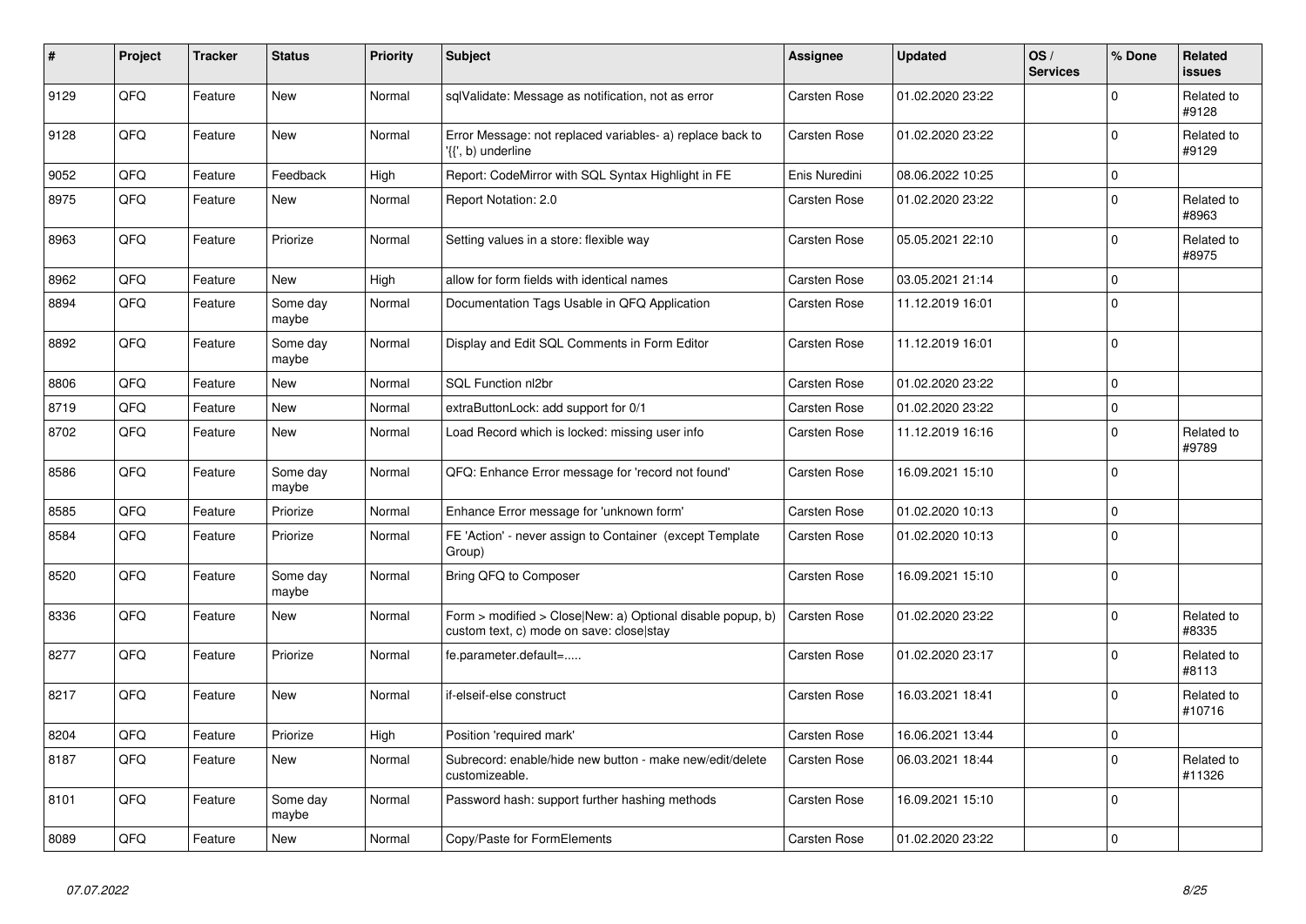| # | Project | Tracker | Status | Priority | Subject | Assignee | Updated | OS / Services | % Done | Related issues |
|---|---|---|---|---|---|---|---|---|---|---|
| 9129 | QFQ | Feature | New | Normal | sqlValidate: Message as notification, not as error | Carsten Rose | 01.02.2020 23:22 | | 0 | Related to #9128 |
| 9128 | QFQ | Feature | New | Normal | Error Message: not replaced variables- a) replace back to '{{', b) underline | Carsten Rose | 01.02.2020 23:22 | | 0 | Related to #9129 |
| 9052 | QFQ | Feature | Feedback | High | Report: CodeMirror with SQL Syntax Highlight in FE | Enis Nuredini | 08.06.2022 10:25 | | 0 | |
| 8975 | QFQ | Feature | New | Normal | Report Notation: 2.0 | Carsten Rose | 01.02.2020 23:22 | | 0 | Related to #8963 |
| 8963 | QFQ | Feature | Priorize | Normal | Setting values in a store: flexible way | Carsten Rose | 05.05.2021 22:10 | | 0 | Related to #8975 |
| 8962 | QFQ | Feature | New | High | allow for form fields with identical names | Carsten Rose | 03.05.2021 21:14 | | 0 | |
| 8894 | QFQ | Feature | Some day maybe | Normal | Documentation Tags Usable in QFQ Application | Carsten Rose | 11.12.2019 16:01 | | 0 | |
| 8892 | QFQ | Feature | Some day maybe | Normal | Display and Edit SQL Comments in Form Editor | Carsten Rose | 11.12.2019 16:01 | | 0 | |
| 8806 | QFQ | Feature | New | Normal | SQL Function nl2br | Carsten Rose | 01.02.2020 23:22 | | 0 | |
| 8719 | QFQ | Feature | New | Normal | extraButtonLock: add support for 0/1 | Carsten Rose | 01.02.2020 23:22 | | 0 | |
| 8702 | QFQ | Feature | New | Normal | Load Record which is locked: missing user info | Carsten Rose | 11.12.2019 16:16 | | 0 | Related to #9789 |
| 8586 | QFQ | Feature | Some day maybe | Normal | QFQ: Enhance Error message for 'record not found' | Carsten Rose | 16.09.2021 15:10 | | 0 | |
| 8585 | QFQ | Feature | Priorize | Normal | Enhance Error message for 'unknown form' | Carsten Rose | 01.02.2020 10:13 | | 0 | |
| 8584 | QFQ | Feature | Priorize | Normal | FE 'Action' - never assign to Container (except Template Group) | Carsten Rose | 01.02.2020 10:13 | | 0 | |
| 8520 | QFQ | Feature | Some day maybe | Normal | Bring QFQ to Composer | Carsten Rose | 16.09.2021 15:10 | | 0 | |
| 8336 | QFQ | Feature | New | Normal | Form > modified > Close\|New: a) Optional disable popup, b) custom text, c) mode on save: close\|stay | Carsten Rose | 01.02.2020 23:22 | | 0 | Related to #8335 |
| 8277 | QFQ | Feature | Priorize | Normal | fe.parameter.default=..... | Carsten Rose | 01.02.2020 23:17 | | 0 | Related to #8113 |
| 8217 | QFQ | Feature | New | Normal | if-elseif-else construct | Carsten Rose | 16.03.2021 18:41 | | 0 | Related to #10716 |
| 8204 | QFQ | Feature | Priorize | High | Position 'required mark' | Carsten Rose | 16.06.2021 13:44 | | 0 | |
| 8187 | QFQ | Feature | New | Normal | Subrecord: enable/hide new button - make new/edit/delete customizeable. | Carsten Rose | 06.03.2021 18:44 | | 0 | Related to #11326 |
| 8101 | QFQ | Feature | Some day maybe | Normal | Password hash: support further hashing methods | Carsten Rose | 16.09.2021 15:10 | | 0 | |
| 8089 | QFQ | Feature | New | Normal | Copy/Paste for FormElements | Carsten Rose | 01.02.2020 23:22 | | 0 | |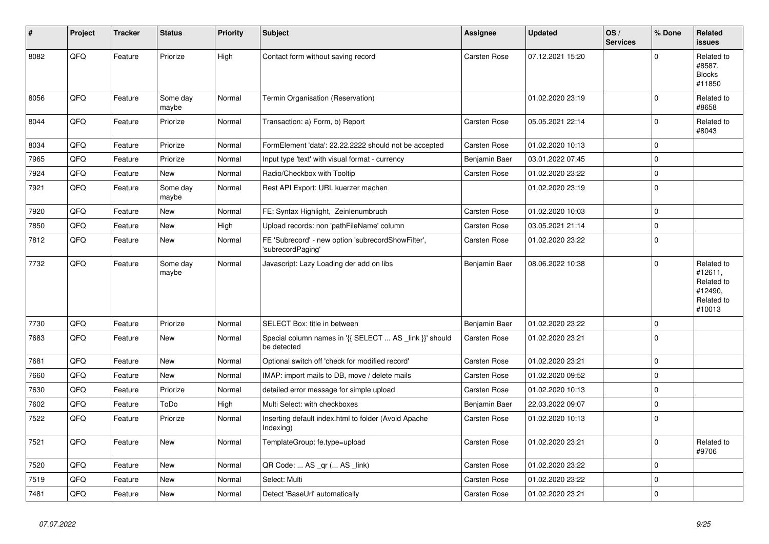| # | Project | Tracker | Status | Priority | Subject | Assignee | Updated | OS / Services | % Done | Related issues |
|---|---|---|---|---|---|---|---|---|---|---|
| 8082 | QFQ | Feature | Priorize | High | Contact form without saving record | Carsten Rose | 07.12.2021 15:20 | | 0 | Related to #8587, Blocks #11850 |
| 8056 | QFQ | Feature | Some day maybe | Normal | Termin Organisation (Reservation) | | 01.02.2020 23:19 | | 0 | Related to #8658 |
| 8044 | QFQ | Feature | Priorize | Normal | Transaction: a) Form, b) Report | Carsten Rose | 05.05.2021 22:14 | | 0 | Related to #8043 |
| 8034 | QFQ | Feature | Priorize | Normal | FormElement 'data': 22.22.2222 should not be accepted | Carsten Rose | 01.02.2020 10:13 | | 0 | |
| 7965 | QFQ | Feature | Priorize | Normal | Input type 'text' with visual format - currency | Benjamin Baer | 03.01.2022 07:45 | | 0 | |
| 7924 | QFQ | Feature | New | Normal | Radio/Checkbox with Tooltip | Carsten Rose | 01.02.2020 23:22 | | 0 | |
| 7921 | QFQ | Feature | Some day maybe | Normal | Rest API Export: URL kuerzer machen | | 01.02.2020 23:19 | | 0 | |
| 7920 | QFQ | Feature | New | Normal | FE: Syntax Highlight, Zeinlenumbruch | Carsten Rose | 01.02.2020 10:03 | | 0 | |
| 7850 | QFQ | Feature | New | High | Upload records: non 'pathFileName' column | Carsten Rose | 03.05.2021 21:14 | | 0 | |
| 7812 | QFQ | Feature | New | Normal | FE 'Subrecord' - new option 'subrecordShowFilter', 'subrecordPaging' | Carsten Rose | 01.02.2020 23:22 | | 0 | |
| 7732 | QFQ | Feature | Some day maybe | Normal | Javascript: Lazy Loading der add on libs | Benjamin Baer | 08.06.2022 10:38 | | 0 | Related to #12611, Related to #12490, Related to #10013 |
| 7730 | QFQ | Feature | Priorize | Normal | SELECT Box: title in between | Benjamin Baer | 01.02.2020 23:22 | | 0 | |
| 7683 | QFQ | Feature | New | Normal | Special column names in '{{ SELECT ... AS _link }}' should be detected | Carsten Rose | 01.02.2020 23:21 | | 0 | |
| 7681 | QFQ | Feature | New | Normal | Optional switch off 'check for modified record' | Carsten Rose | 01.02.2020 23:21 | | 0 | |
| 7660 | QFQ | Feature | New | Normal | IMAP: import mails to DB, move / delete mails | Carsten Rose | 01.02.2020 09:52 | | 0 | |
| 7630 | QFQ | Feature | Priorize | Normal | detailed error message for simple upload | Carsten Rose | 01.02.2020 10:13 | | 0 | |
| 7602 | QFQ | Feature | ToDo | High | Multi Select: with checkboxes | Benjamin Baer | 22.03.2022 09:07 | | 0 | |
| 7522 | QFQ | Feature | Priorize | Normal | Inserting default index.html to folder (Avoid Apache Indexing) | Carsten Rose | 01.02.2020 10:13 | | 0 | |
| 7521 | QFQ | Feature | New | Normal | TemplateGroup: fe.type=upload | Carsten Rose | 01.02.2020 23:21 | | 0 | Related to #9706 |
| 7520 | QFQ | Feature | New | Normal | QR Code: ... AS _qr (... AS _link) | Carsten Rose | 01.02.2020 23:22 | | 0 | |
| 7519 | QFQ | Feature | New | Normal | Select: Multi | Carsten Rose | 01.02.2020 23:22 | | 0 | |
| 7481 | QFQ | Feature | New | Normal | Detect 'BaseUrl' automatically | Carsten Rose | 01.02.2020 23:21 | | 0 | |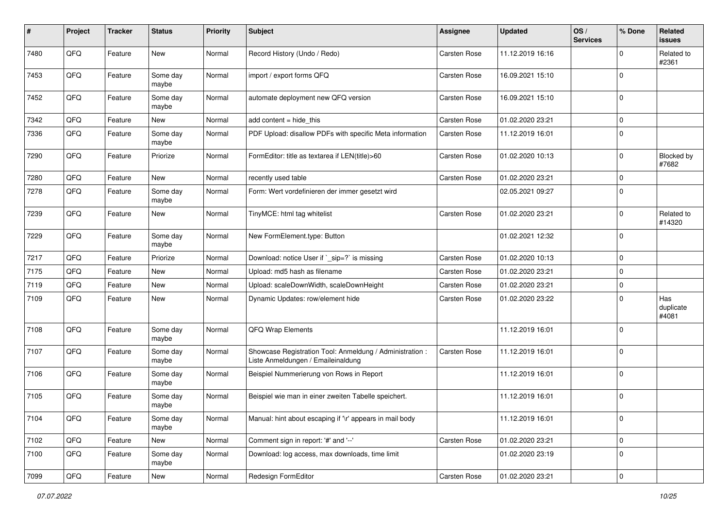| # | Project | Tracker | Status | Priority | Subject | Assignee | Updated | OS / Services | % Done | Related issues |
|---|---|---|---|---|---|---|---|---|---|---|
| 7480 | QFQ | Feature | New | Normal | Record History (Undo / Redo) | Carsten Rose | 11.12.2019 16:16 | | 0 | Related to #2361 |
| 7453 | QFQ | Feature | Some day maybe | Normal | import / export forms QFQ | Carsten Rose | 16.09.2021 15:10 | | 0 | |
| 7452 | QFQ | Feature | Some day maybe | Normal | automate deployment new QFQ version | Carsten Rose | 16.09.2021 15:10 | | 0 | |
| 7342 | QFQ | Feature | New | Normal | add content = hide_this | Carsten Rose | 01.02.2020 23:21 | | 0 | |
| 7336 | QFQ | Feature | Some day maybe | Normal | PDF Upload: disallow PDFs with specific Meta information | Carsten Rose | 11.12.2019 16:01 | | 0 | |
| 7290 | QFQ | Feature | Priorize | Normal | FormEditor: title as textarea if LEN(title)>60 | Carsten Rose | 01.02.2020 10:13 | | 0 | Blocked by #7682 |
| 7280 | QFQ | Feature | New | Normal | recently used table | Carsten Rose | 01.02.2020 23:21 | | 0 | |
| 7278 | QFQ | Feature | Some day maybe | Normal | Form: Wert vordefinieren der immer gesetzt wird | | 02.05.2021 09:27 | | 0 | |
| 7239 | QFQ | Feature | New | Normal | TinyMCE: html tag whitelist | Carsten Rose | 01.02.2020 23:21 | | 0 | Related to #14320 |
| 7229 | QFQ | Feature | Some day maybe | Normal | New FormElement.type: Button | | 01.02.2021 12:32 | | 0 | |
| 7217 | QFQ | Feature | Priorize | Normal | Download: notice User if `_sip=?` is missing | Carsten Rose | 01.02.2020 10:13 | | 0 | |
| 7175 | QFQ | Feature | New | Normal | Upload: md5 hash as filename | Carsten Rose | 01.02.2020 23:21 | | 0 | |
| 7119 | QFQ | Feature | New | Normal | Upload: scaleDownWidth, scaleDownHeight | Carsten Rose | 01.02.2020 23:21 | | 0 | |
| 7109 | QFQ | Feature | New | Normal | Dynamic Updates: row/element hide | Carsten Rose | 01.02.2020 23:22 | | 0 | Has duplicate #4081 |
| 7108 | QFQ | Feature | Some day maybe | Normal | QFQ Wrap Elements | | 11.12.2019 16:01 | | 0 | |
| 7107 | QFQ | Feature | Some day maybe | Normal | Showcase Registration Tool: Anmeldung / Administration : Liste Anmeldungen / Emaileinaldung | Carsten Rose | 11.12.2019 16:01 | | 0 | |
| 7106 | QFQ | Feature | Some day maybe | Normal | Beispiel Nummerierung von Rows in Report | | 11.12.2019 16:01 | | 0 | |
| 7105 | QFQ | Feature | Some day maybe | Normal | Beispiel wie man in einer zweiten Tabelle speichert. | | 11.12.2019 16:01 | | 0 | |
| 7104 | QFQ | Feature | Some day maybe | Normal | Manual: hint about escaping if '\r' appears in mail body | | 11.12.2019 16:01 | | 0 | |
| 7102 | QFQ | Feature | New | Normal | Comment sign in report: '#' and '--' | Carsten Rose | 01.02.2020 23:21 | | 0 | |
| 7100 | QFQ | Feature | Some day maybe | Normal | Download: log access, max downloads, time limit | | 01.02.2020 23:19 | | 0 | |
| 7099 | QFQ | Feature | New | Normal | Redesign FormEditor | Carsten Rose | 01.02.2020 23:21 | | 0 | |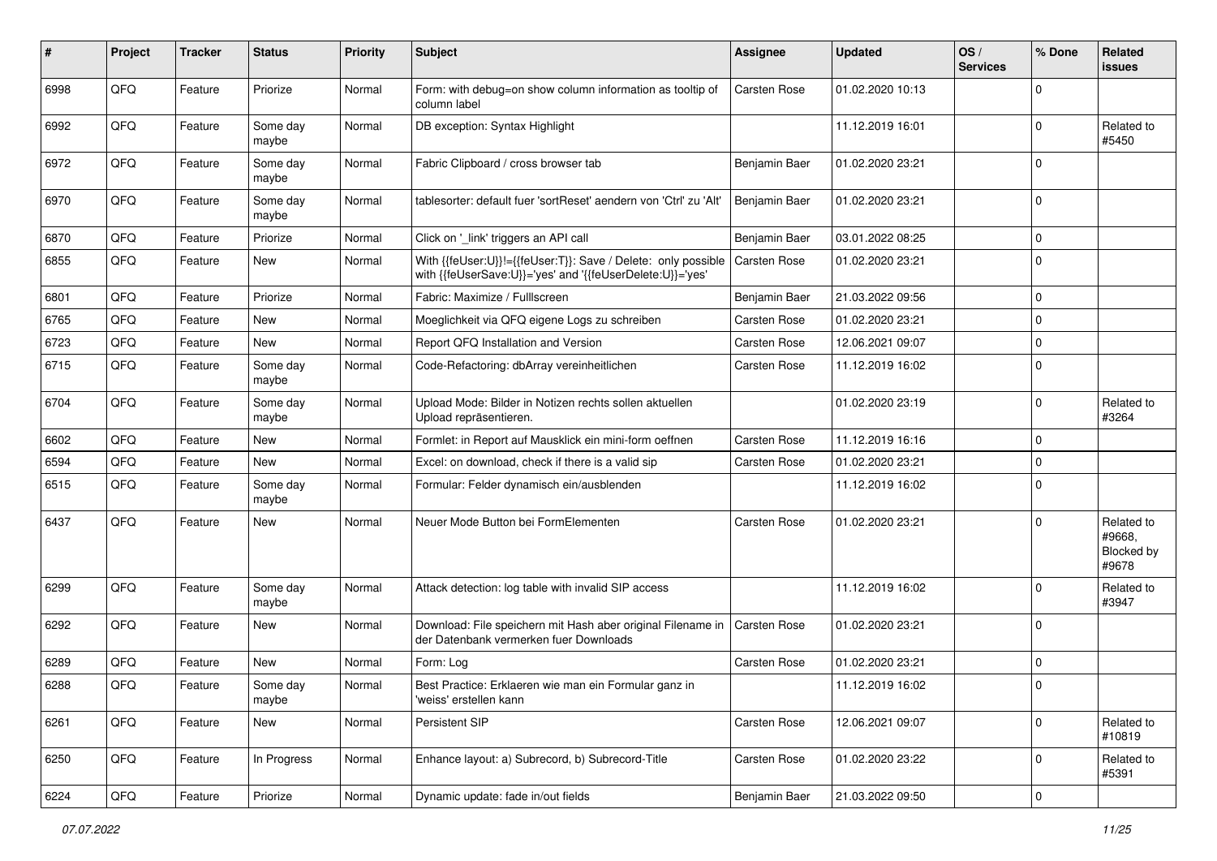| # | Project | Tracker | Status | Priority | Subject | Assignee | Updated | OS / Services | % Done | Related issues |
|---|---|---|---|---|---|---|---|---|---|---|
| 6998 | QFQ | Feature | Priorize | Normal | Form: with debug=on show column information as tooltip of column label | Carsten Rose | 01.02.2020 10:13 | | 0 | |
| 6992 | QFQ | Feature | Some day maybe | Normal | DB exception: Syntax Highlight | | 11.12.2019 16:01 | | 0 | Related to #5450 |
| 6972 | QFQ | Feature | Some day maybe | Normal | Fabric Clipboard / cross browser tab | Benjamin Baer | 01.02.2020 23:21 | | 0 | |
| 6970 | QFQ | Feature | Some day maybe | Normal | tablesorter: default fuer 'sortReset' aendern von 'Ctrl' zu 'Alt' | Benjamin Baer | 01.02.2020 23:21 | | 0 | |
| 6870 | QFQ | Feature | Priorize | Normal | Click on '_link' triggers an API call | Benjamin Baer | 03.01.2022 08:25 | | 0 | |
| 6855 | QFQ | Feature | New | Normal | With {{feUser:U}}!={{feUser:T}}: Save / Delete: only possible with {{feUserSave:U}}='yes' and '{{feUserDelete:U}}='yes' | Carsten Rose | 01.02.2020 23:21 | | 0 | |
| 6801 | QFQ | Feature | Priorize | Normal | Fabric: Maximize / Fulllscreen | Benjamin Baer | 21.03.2022 09:56 | | 0 | |
| 6765 | QFQ | Feature | New | Normal | Moeglichkeit via QFQ eigene Logs zu schreiben | Carsten Rose | 01.02.2020 23:21 | | 0 | |
| 6723 | QFQ | Feature | New | Normal | Report QFQ Installation and Version | Carsten Rose | 12.06.2021 09:07 | | 0 | |
| 6715 | QFQ | Feature | Some day maybe | Normal | Code-Refactoring: dbArray vereinheitlichen | Carsten Rose | 11.12.2019 16:02 | | 0 | |
| 6704 | QFQ | Feature | Some day maybe | Normal | Upload Mode: Bilder in Notizen rechts sollen aktuellen Upload repräsentieren. | | 01.02.2020 23:19 | | 0 | Related to #3264 |
| 6602 | QFQ | Feature | New | Normal | Formlet: in Report auf Mausklick ein mini-form oeffnen | Carsten Rose | 11.12.2019 16:16 | | 0 | |
| 6594 | QFQ | Feature | New | Normal | Excel: on download, check if there is a valid sip | Carsten Rose | 01.02.2020 23:21 | | 0 | |
| 6515 | QFQ | Feature | Some day maybe | Normal | Formular: Felder dynamisch ein/ausblenden | | 11.12.2019 16:02 | | 0 | |
| 6437 | QFQ | Feature | New | Normal | Neuer Mode Button bei FormElementen | Carsten Rose | 01.02.2020 23:21 | | 0 | Related to #9668, Blocked by #9678 |
| 6299 | QFQ | Feature | Some day maybe | Normal | Attack detection: log table with invalid SIP access | | 11.12.2019 16:02 | | 0 | Related to #3947 |
| 6292 | QFQ | Feature | New | Normal | Download: File speichern mit Hash aber original Filename in der Datenbank vermerken fuer Downloads | Carsten Rose | 01.02.2020 23:21 | | 0 | |
| 6289 | QFQ | Feature | New | Normal | Form: Log | Carsten Rose | 01.02.2020 23:21 | | 0 | |
| 6288 | QFQ | Feature | Some day maybe | Normal | Best Practice: Erklaeren wie man ein Formular ganz in 'weiss' erstellen kann | | 11.12.2019 16:02 | | 0 | |
| 6261 | QFQ | Feature | New | Normal | Persistent SIP | Carsten Rose | 12.06.2021 09:07 | | 0 | Related to #10819 |
| 6250 | QFQ | Feature | In Progress | Normal | Enhance layout: a) Subrecord, b) Subrecord-Title | Carsten Rose | 01.02.2020 23:22 | | 0 | Related to #5391 |
| 6224 | QFQ | Feature | Priorize | Normal | Dynamic update: fade in/out fields | Benjamin Baer | 21.03.2022 09:50 | | 0 | |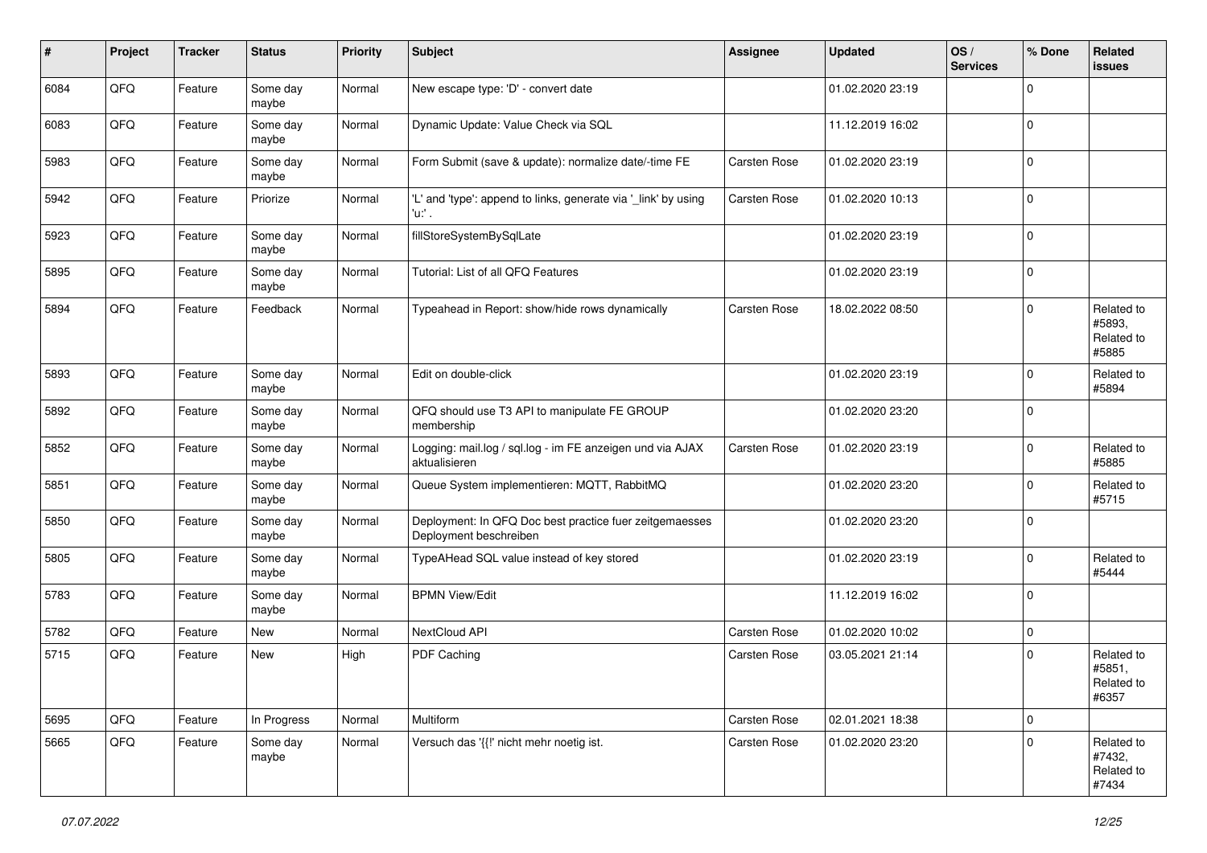| # | Project | Tracker | Status | Priority | Subject | Assignee | Updated | OS / Services | % Done | Related issues |
|---|---|---|---|---|---|---|---|---|---|---|
| 6084 | QFQ | Feature | Some day maybe | Normal | New escape type: 'D' - convert date | | 01.02.2020 23:19 | | 0 | |
| 6083 | QFQ | Feature | Some day maybe | Normal | Dynamic Update: Value Check via SQL | | 11.12.2019 16:02 | | 0 | |
| 5983 | QFQ | Feature | Some day maybe | Normal | Form Submit (save & update): normalize date/-time FE | Carsten Rose | 01.02.2020 23:19 | | 0 | |
| 5942 | QFQ | Feature | Priorize | Normal | 'L' and 'type': append to links, generate via '_link' by using 'u:' . | Carsten Rose | 01.02.2020 10:13 | | 0 | |
| 5923 | QFQ | Feature | Some day maybe | Normal | fillStoreSystemBySqlLate | | 01.02.2020 23:19 | | 0 | |
| 5895 | QFQ | Feature | Some day maybe | Normal | Tutorial: List of all QFQ Features | | 01.02.2020 23:19 | | 0 | |
| 5894 | QFQ | Feature | Feedback | Normal | Typeahead in Report: show/hide rows dynamically | Carsten Rose | 18.02.2022 08:50 | | 0 | Related to #5893, Related to #5885 |
| 5893 | QFQ | Feature | Some day maybe | Normal | Edit on double-click | | 01.02.2020 23:19 | | 0 | Related to #5894 |
| 5892 | QFQ | Feature | Some day maybe | Normal | QFQ should use T3 API to manipulate FE GROUP membership | | 01.02.2020 23:20 | | 0 | |
| 5852 | QFQ | Feature | Some day maybe | Normal | Logging: mail.log / sql.log - im FE anzeigen und via AJAX aktualisieren | Carsten Rose | 01.02.2020 23:19 | | 0 | Related to #5885 |
| 5851 | QFQ | Feature | Some day maybe | Normal | Queue System implementieren: MQTT, RabbitMQ | | 01.02.2020 23:20 | | 0 | Related to #5715 |
| 5850 | QFQ | Feature | Some day maybe | Normal | Deployment: In QFQ Doc best practice fuer zeitgemaesses Deployment beschreiben | | 01.02.2020 23:20 | | 0 | |
| 5805 | QFQ | Feature | Some day maybe | Normal | TypeAHead SQL value instead of key stored | | 01.02.2020 23:19 | | 0 | Related to #5444 |
| 5783 | QFQ | Feature | Some day maybe | Normal | BPMN View/Edit | | 11.12.2019 16:02 | | 0 | |
| 5782 | QFQ | Feature | New | Normal | NextCloud API | Carsten Rose | 01.02.2020 10:02 | | 0 | |
| 5715 | QFQ | Feature | New | High | PDF Caching | Carsten Rose | 03.05.2021 21:14 | | 0 | Related to #5851, Related to #6357 |
| 5695 | QFQ | Feature | In Progress | Normal | Multiform | Carsten Rose | 02.01.2021 18:38 | | 0 | |
| 5665 | QFQ | Feature | Some day maybe | Normal | Versuch das '{{!' nicht mehr noetig ist. | Carsten Rose | 01.02.2020 23:20 | | 0 | Related to #7432, Related to #7434 |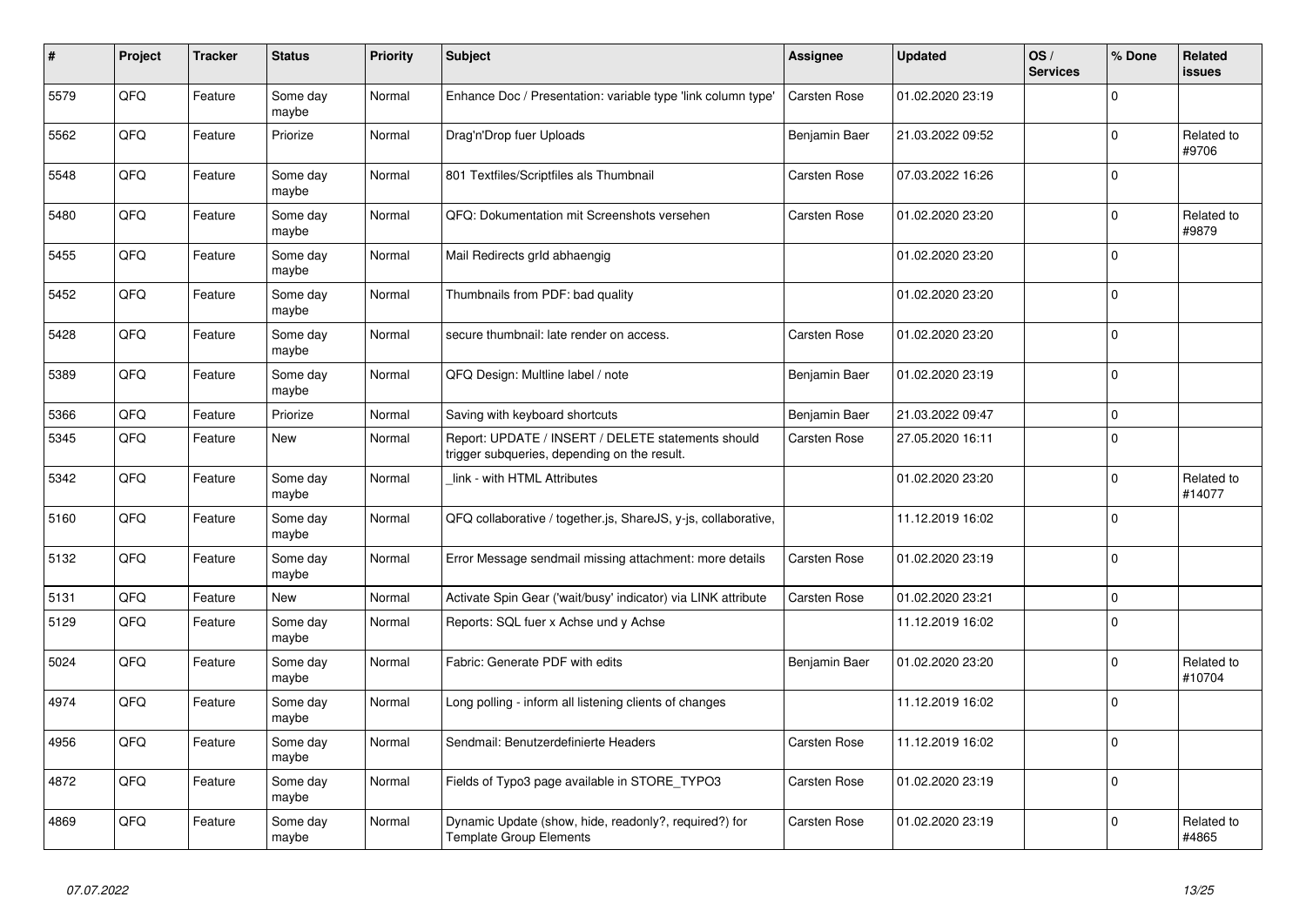| # | Project | Tracker | Status | Priority | Subject | Assignee | Updated | OS / Services | % Done | Related issues |
|---|---|---|---|---|---|---|---|---|---|---|
| 5579 | QFQ | Feature | Some day maybe | Normal | Enhance Doc / Presentation: variable type 'link column type' | Carsten Rose | 01.02.2020 23:19 | | 0 | |
| 5562 | QFQ | Feature | Priorize | Normal | Drag'n'Drop fuer Uploads | Benjamin Baer | 21.03.2022 09:52 | | 0 | Related to #9706 |
| 5548 | QFQ | Feature | Some day maybe | Normal | 801 Textfiles/Scriptfiles als Thumbnail | Carsten Rose | 07.03.2022 16:26 | | 0 | |
| 5480 | QFQ | Feature | Some day maybe | Normal | QFQ: Dokumentation mit Screenshots versehen | Carsten Rose | 01.02.2020 23:20 | | 0 | Related to #9879 |
| 5455 | QFQ | Feature | Some day maybe | Normal | Mail Redirects grld abhaengig | | 01.02.2020 23:20 | | 0 | |
| 5452 | QFQ | Feature | Some day maybe | Normal | Thumbnails from PDF: bad quality | | 01.02.2020 23:20 | | 0 | |
| 5428 | QFQ | Feature | Some day maybe | Normal | secure thumbnail: late render on access. | Carsten Rose | 01.02.2020 23:20 | | 0 | |
| 5389 | QFQ | Feature | Some day maybe | Normal | QFQ Design: Multline label / note | Benjamin Baer | 01.02.2020 23:19 | | 0 | |
| 5366 | QFQ | Feature | Priorize | Normal | Saving with keyboard shortcuts | Benjamin Baer | 21.03.2022 09:47 | | 0 | |
| 5345 | QFQ | Feature | New | Normal | Report: UPDATE / INSERT / DELETE statements should trigger subqueries, depending on the result. | Carsten Rose | 27.05.2020 16:11 | | 0 | |
| 5342 | QFQ | Feature | Some day maybe | Normal | _link - with HTML Attributes | | 01.02.2020 23:20 | | 0 | Related to #14077 |
| 5160 | QFQ | Feature | Some day maybe | Normal | QFQ collaborative / together.js, ShareJS, y-js, collaborative, | | 11.12.2019 16:02 | | 0 | |
| 5132 | QFQ | Feature | Some day maybe | Normal | Error Message sendmail missing attachment: more details | Carsten Rose | 01.02.2020 23:19 | | 0 | |
| 5131 | QFQ | Feature | New | Normal | Activate Spin Gear ('wait/busy' indicator) via LINK attribute | Carsten Rose | 01.02.2020 23:21 | | 0 | |
| 5129 | QFQ | Feature | Some day maybe | Normal | Reports: SQL fuer x Achse und y Achse | | 11.12.2019 16:02 | | 0 | |
| 5024 | QFQ | Feature | Some day maybe | Normal | Fabric: Generate PDF with edits | Benjamin Baer | 01.02.2020 23:20 | | 0 | Related to #10704 |
| 4974 | QFQ | Feature | Some day maybe | Normal | Long polling - inform all listening clients of changes | | 11.12.2019 16:02 | | 0 | |
| 4956 | QFQ | Feature | Some day maybe | Normal | Sendmail: Benutzerdefinierte Headers | Carsten Rose | 11.12.2019 16:02 | | 0 | |
| 4872 | QFQ | Feature | Some day maybe | Normal | Fields of Typo3 page available in STORE_TYPO3 | Carsten Rose | 01.02.2020 23:19 | | 0 | |
| 4869 | QFQ | Feature | Some day maybe | Normal | Dynamic Update (show, hide, readonly?, required?) for Template Group Elements | Carsten Rose | 01.02.2020 23:19 | | 0 | Related to #4865 |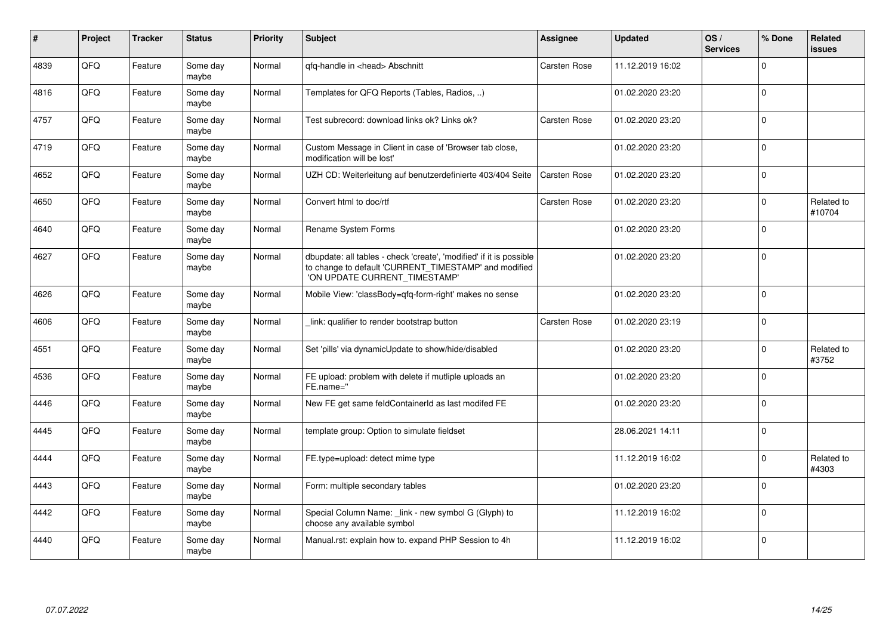| # | Project | Tracker | Status | Priority | Subject | Assignee | Updated | OS / Services | % Done | Related issues |
|---|---|---|---|---|---|---|---|---|---|---|
| 4839 | QFQ | Feature | Some day maybe | Normal | qfq-handle in <head> Abschnitt | Carsten Rose | 11.12.2019 16:02 | | 0 | |
| 4816 | QFQ | Feature | Some day maybe | Normal | Templates for QFQ Reports (Tables, Radios, ..) | | 01.02.2020 23:20 | | 0 | |
| 4757 | QFQ | Feature | Some day maybe | Normal | Test subrecord: download links ok? Links ok? | Carsten Rose | 01.02.2020 23:20 | | 0 | |
| 4719 | QFQ | Feature | Some day maybe | Normal | Custom Message in Client in case of 'Browser tab close, modification will be lost' | | 01.02.2020 23:20 | | 0 | |
| 4652 | QFQ | Feature | Some day maybe | Normal | UZH CD: Weiterleitung auf benutzerdefinierte 403/404 Seite | Carsten Rose | 01.02.2020 23:20 | | 0 | |
| 4650 | QFQ | Feature | Some day maybe | Normal | Convert html to doc/rtf | Carsten Rose | 01.02.2020 23:20 | | 0 | Related to #10704 |
| 4640 | QFQ | Feature | Some day maybe | Normal | Rename System Forms | | 01.02.2020 23:20 | | 0 | |
| 4627 | QFQ | Feature | Some day maybe | Normal | dbupdate: all tables - check 'create', 'modified' if it is possible to change to default 'CURRENT_TIMESTAMP' and modified 'ON UPDATE CURRENT_TIMESTAMP' | | 01.02.2020 23:20 | | 0 | |
| 4626 | QFQ | Feature | Some day maybe | Normal | Mobile View: 'classBody=qfq-form-right' makes no sense | | 01.02.2020 23:20 | | 0 | |
| 4606 | QFQ | Feature | Some day maybe | Normal | _link: qualifier to render bootstrap button | Carsten Rose | 01.02.2020 23:19 | | 0 | |
| 4551 | QFQ | Feature | Some day maybe | Normal | Set 'pills' via dynamicUpdate to show/hide/disabled | | 01.02.2020 23:20 | | 0 | Related to #3752 |
| 4536 | QFQ | Feature | Some day maybe | Normal | FE upload: problem with delete if mutliple uploads an FE.name='' | | 01.02.2020 23:20 | | 0 | |
| 4446 | QFQ | Feature | Some day maybe | Normal | New FE get same feldContainerId as last modifed FE | | 01.02.2020 23:20 | | 0 | |
| 4445 | QFQ | Feature | Some day maybe | Normal | template group: Option to simulate fieldset | | 28.06.2021 14:11 | | 0 | |
| 4444 | QFQ | Feature | Some day maybe | Normal | FE.type=upload: detect mime type | | 11.12.2019 16:02 | | 0 | Related to #4303 |
| 4443 | QFQ | Feature | Some day maybe | Normal | Form: multiple secondary tables | | 01.02.2020 23:20 | | 0 | |
| 4442 | QFQ | Feature | Some day maybe | Normal | Special Column Name: _link - new symbol G (Glyph) to choose any available symbol | | 11.12.2019 16:02 | | 0 | |
| 4440 | QFQ | Feature | Some day maybe | Normal | Manual.rst: explain how to. expand PHP Session to 4h | | 11.12.2019 16:02 | | 0 | |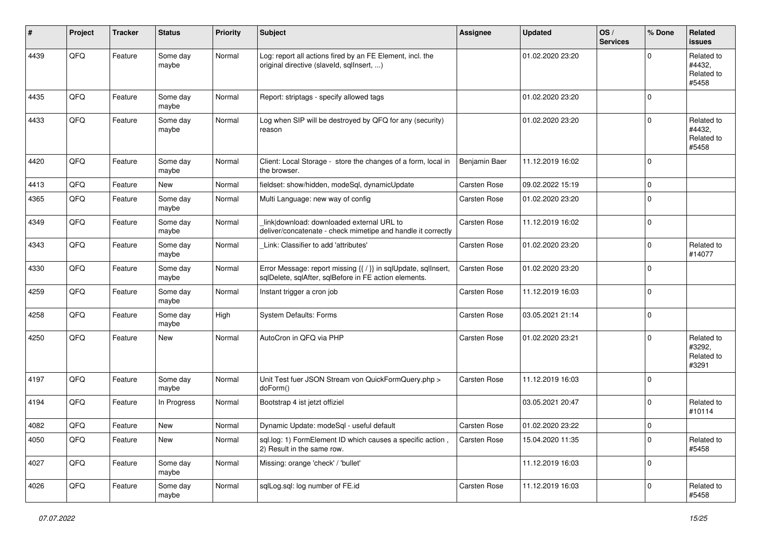| # | Project | Tracker | Status | Priority | Subject | Assignee | Updated | OS / Services | % Done | Related issues |
|---|---|---|---|---|---|---|---|---|---|---|
| 4439 | QFQ | Feature | Some day maybe | Normal | Log: report all actions fired by an FE Element, incl. the original directive (slaveId, sqlInsert, ...) | | 01.02.2020 23:20 | | 0 | Related to #4432, Related to #5458 |
| 4435 | QFQ | Feature | Some day maybe | Normal | Report: striptags - specify allowed tags | | 01.02.2020 23:20 | | 0 | |
| 4433 | QFQ | Feature | Some day maybe | Normal | Log when SIP will be destroyed by QFQ for any (security) reason | | 01.02.2020 23:20 | | 0 | Related to #4432, Related to #5458 |
| 4420 | QFQ | Feature | Some day maybe | Normal | Client: Local Storage - store the changes of a form, local in the browser. | Benjamin Baer | 11.12.2019 16:02 | | 0 | |
| 4413 | QFQ | Feature | New | Normal | fieldset: show/hidden, modeSql, dynamicUpdate | Carsten Rose | 09.02.2022 15:19 | | 0 | |
| 4365 | QFQ | Feature | Some day maybe | Normal | Multi Language: new way of config | Carsten Rose | 01.02.2020 23:20 | | 0 | |
| 4349 | QFQ | Feature | Some day maybe | Normal | _link\|download: downloaded external URL to deliver/concatenate - check mimetipe and handle it correctly | Carsten Rose | 11.12.2019 16:02 | | 0 | |
| 4343 | QFQ | Feature | Some day maybe | Normal | _Link: Classifier to add 'attributes' | Carsten Rose | 01.02.2020 23:20 | | 0 | Related to #14077 |
| 4330 | QFQ | Feature | Some day maybe | Normal | Error Message: report missing {{ / }} in sqlUpdate, sqlInsert, sqlDelete, sqlAfter, sqlBefore in FE action elements. | Carsten Rose | 01.02.2020 23:20 | | 0 | |
| 4259 | QFQ | Feature | Some day maybe | Normal | Instant trigger a cron job | Carsten Rose | 11.12.2019 16:03 | | 0 | |
| 4258 | QFQ | Feature | Some day maybe | High | System Defaults: Forms | Carsten Rose | 03.05.2021 21:14 | | 0 | |
| 4250 | QFQ | Feature | New | Normal | AutoCron in QFQ via PHP | Carsten Rose | 01.02.2020 23:21 | | 0 | Related to #3292, Related to #3291 |
| 4197 | QFQ | Feature | Some day maybe | Normal | Unit Test fuer JSON Stream von QuickFormQuery.php > doForm() | Carsten Rose | 11.12.2019 16:03 | | 0 | |
| 4194 | QFQ | Feature | In Progress | Normal | Bootstrap 4 ist jetzt offiziel | | 03.05.2021 20:47 | | 0 | Related to #10114 |
| 4082 | QFQ | Feature | New | Normal | Dynamic Update: modeSql - useful default | Carsten Rose | 01.02.2020 23:22 | | 0 | |
| 4050 | QFQ | Feature | New | Normal | sql.log: 1) FormElement ID which causes a specific action , 2) Result in the same row. | Carsten Rose | 15.04.2020 11:35 | | 0 | Related to #5458 |
| 4027 | QFQ | Feature | Some day maybe | Normal | Missing: orange 'check' / 'bullet' | | 11.12.2019 16:03 | | 0 | |
| 4026 | QFQ | Feature | Some day maybe | Normal | sqlLog.sql: log number of FE.id | Carsten Rose | 11.12.2019 16:03 | | 0 | Related to #5458 |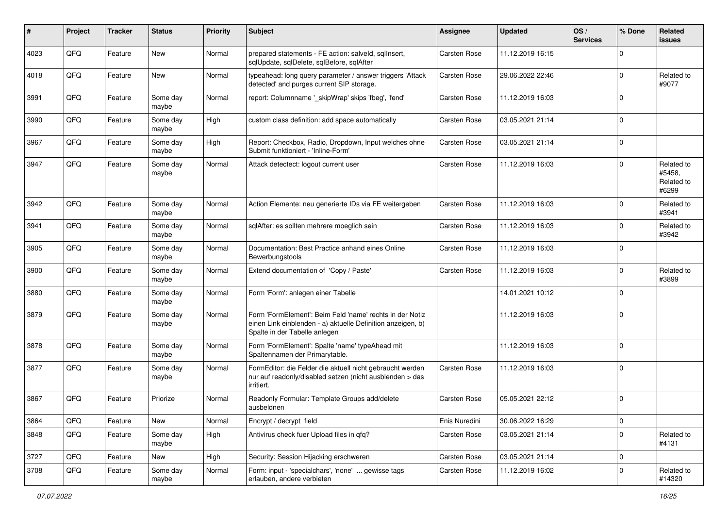| # | Project | Tracker | Status | Priority | Subject | Assignee | Updated | OS / Services | % Done | Related issues |
|---|---|---|---|---|---|---|---|---|---|---|
| 4023 | QFQ | Feature | New | Normal | prepared statements - FE action: salveId, sqlInsert, sqlUpdate, sqlDelete, sqlBefore, sqlAfter | Carsten Rose | 11.12.2019 16:15 | | 0 | |
| 4018 | QFQ | Feature | New | Normal | typeahead: long query parameter / answer triggers 'Attack detected' and purges current SIP storage. | Carsten Rose | 29.06.2022 22:46 | | 0 | Related to #9077 |
| 3991 | QFQ | Feature | Some day maybe | Normal | report: Columnname '_skipWrap' skips 'fbeg', 'fend' | Carsten Rose | 11.12.2019 16:03 | | 0 | |
| 3990 | QFQ | Feature | Some day maybe | High | custom class definition: add space automatically | Carsten Rose | 03.05.2021 21:14 | | 0 | |
| 3967 | QFQ | Feature | Some day maybe | High | Report: Checkbox, Radio, Dropdown, Input welches ohne Submit funktioniert - 'Inline-Form' | Carsten Rose | 03.05.2021 21:14 | | 0 | |
| 3947 | QFQ | Feature | Some day maybe | Normal | Attack detectect: logout current user | Carsten Rose | 11.12.2019 16:03 | | 0 | Related to #5458, Related to #6299 |
| 3942 | QFQ | Feature | Some day maybe | Normal | Action Elemente: neu generierte IDs via FE weitergeben | Carsten Rose | 11.12.2019 16:03 | | 0 | Related to #3941 |
| 3941 | QFQ | Feature | Some day maybe | Normal | sqlAfter: es sollten mehrere moeglich sein | Carsten Rose | 11.12.2019 16:03 | | 0 | Related to #3942 |
| 3905 | QFQ | Feature | Some day maybe | Normal | Documentation: Best Practice anhand eines Online Bewerbungstools | Carsten Rose | 11.12.2019 16:03 | | 0 | |
| 3900 | QFQ | Feature | Some day maybe | Normal | Extend documentation of 'Copy / Paste' | Carsten Rose | 11.12.2019 16:03 | | 0 | Related to #3899 |
| 3880 | QFQ | Feature | Some day maybe | Normal | Form 'Form': anlegen einer Tabelle | | 14.01.2021 10:12 | | 0 | |
| 3879 | QFQ | Feature | Some day maybe | Normal | Form 'FormElement': Beim Feld 'name' rechts in der Notiz einen Link einblenden - a) aktuelle Definition anzeigen, b) Spalte in der Tabelle anlegen | | 11.12.2019 16:03 | | 0 | |
| 3878 | QFQ | Feature | Some day maybe | Normal | Form 'FormElement': Spalte 'name' typeAhead mit Spaltennamen der Primarytable. | | 11.12.2019 16:03 | | 0 | |
| 3877 | QFQ | Feature | Some day maybe | Normal | FormEditor: die Felder die aktuell nicht gebraucht werden nur auf readonly/disabled setzen (nicht ausblenden > das irritiert. | Carsten Rose | 11.12.2019 16:03 | | 0 | |
| 3867 | QFQ | Feature | Priorize | Normal | Readonly Formular: Template Groups add/delete ausbeldnen | Carsten Rose | 05.05.2021 22:12 | | 0 | |
| 3864 | QFQ | Feature | New | Normal | Encrypt / decrypt field | Enis Nuredini | 30.06.2022 16:29 | | 0 | |
| 3848 | QFQ | Feature | Some day maybe | High | Antivirus check fuer Upload files in qfq? | Carsten Rose | 03.05.2021 21:14 | | 0 | Related to #4131 |
| 3727 | QFQ | Feature | New | High | Security: Session Hijacking erschweren | Carsten Rose | 03.05.2021 21:14 | | 0 | |
| 3708 | QFQ | Feature | Some day maybe | Normal | Form: input - 'specialchars', 'none' ... gewisse tags erlauben, andere verbieten | Carsten Rose | 11.12.2019 16:02 | | 0 | Related to #14320 |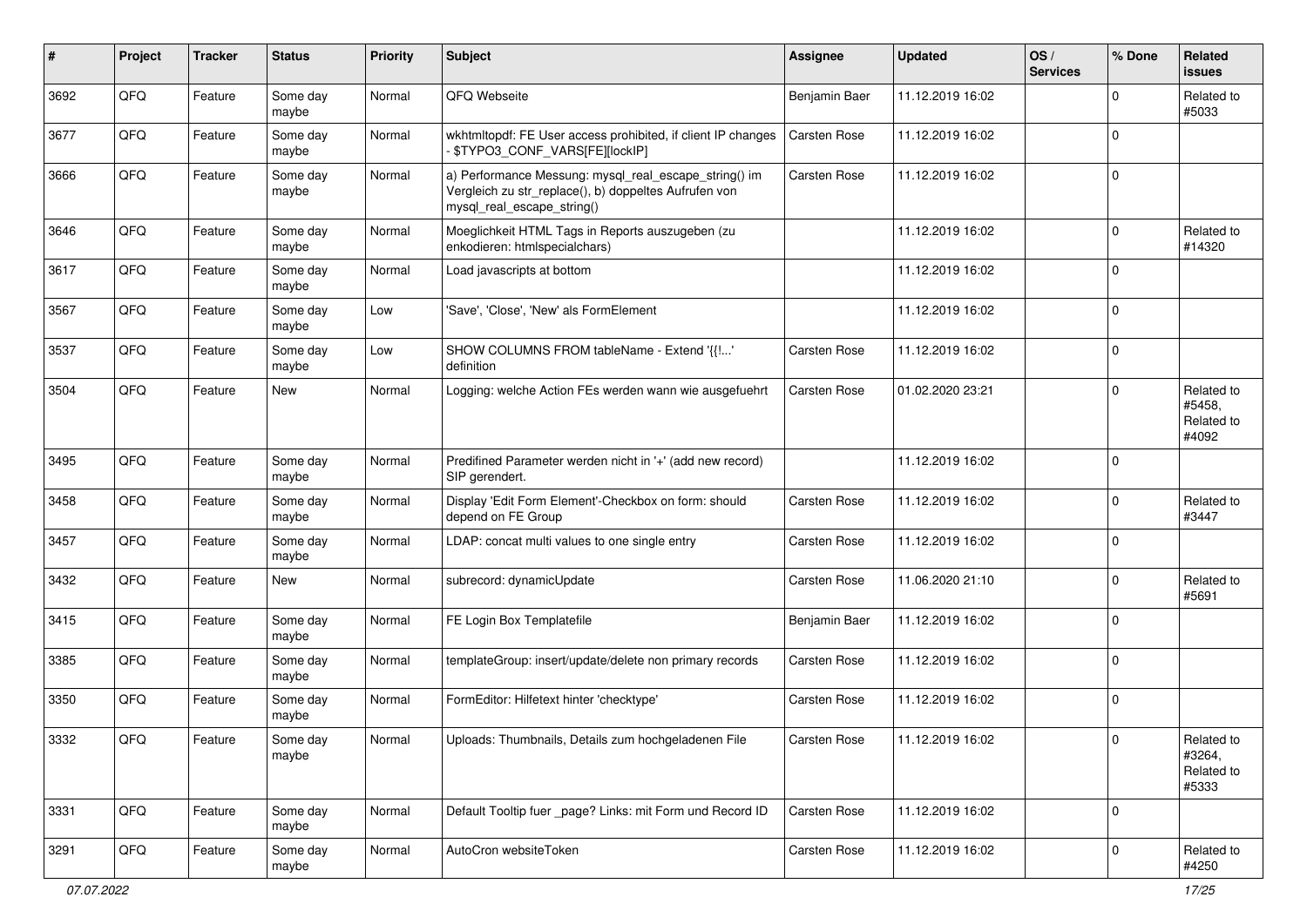| # | Project | Tracker | Status | Priority | Subject | Assignee | Updated | OS / Services | % Done | Related issues |
|---|---|---|---|---|---|---|---|---|---|---|
| 3692 | QFQ | Feature | Some day maybe | Normal | QFQ Webseite | Benjamin Baer | 11.12.2019 16:02 | | 0 | Related to #5033 |
| 3677 | QFQ | Feature | Some day maybe | Normal | wkhtmltopdf: FE User access prohibited, if client IP changes - $TYPO3_CONF_VARS[FE][lockIP] | Carsten Rose | 11.12.2019 16:02 | | 0 | |
| 3666 | QFQ | Feature | Some day maybe | Normal | a) Performance Messung: mysql_real_escape_string() im Vergleich zu str_replace(), b) doppeltes Aufrufen von mysql_real_escape_string() | Carsten Rose | 11.12.2019 16:02 | | 0 | |
| 3646 | QFQ | Feature | Some day maybe | Normal | Moeglichkeit HTML Tags in Reports auszugeben (zu enkodieren: htmlspecialchars) | | 11.12.2019 16:02 | | 0 | Related to #14320 |
| 3617 | QFQ | Feature | Some day maybe | Normal | Load javascripts at bottom | | 11.12.2019 16:02 | | 0 | |
| 3567 | QFQ | Feature | Some day maybe | Low | 'Save', 'Close', 'New' als FormElement | | 11.12.2019 16:02 | | 0 | |
| 3537 | QFQ | Feature | Some day maybe | Low | SHOW COLUMNS FROM tableName - Extend '{{!...' definition | Carsten Rose | 11.12.2019 16:02 | | 0 | |
| 3504 | QFQ | Feature | New | Normal | Logging: welche Action FEs werden wann wie ausgefuehrt | Carsten Rose | 01.02.2020 23:21 | | 0 | Related to #5458, Related to #4092 |
| 3495 | QFQ | Feature | Some day maybe | Normal | Predifined Parameter werden nicht in '+' (add new record) SIP gerendert. | | 11.12.2019 16:02 | | 0 | |
| 3458 | QFQ | Feature | Some day maybe | Normal | Display 'Edit Form Element'-Checkbox on form: should depend on FE Group | Carsten Rose | 11.12.2019 16:02 | | 0 | Related to #3447 |
| 3457 | QFQ | Feature | Some day maybe | Normal | LDAP: concat multi values to one single entry | Carsten Rose | 11.12.2019 16:02 | | 0 | |
| 3432 | QFQ | Feature | New | Normal | subrecord: dynamicUpdate | Carsten Rose | 11.06.2020 21:10 | | 0 | Related to #5691 |
| 3415 | QFQ | Feature | Some day maybe | Normal | FE Login Box Templatefile | Benjamin Baer | 11.12.2019 16:02 | | 0 | |
| 3385 | QFQ | Feature | Some day maybe | Normal | templateGroup: insert/update/delete non primary records | Carsten Rose | 11.12.2019 16:02 | | 0 | |
| 3350 | QFQ | Feature | Some day maybe | Normal | FormEditor: Hilfetext hinter 'checktype' | Carsten Rose | 11.12.2019 16:02 | | 0 | |
| 3332 | QFQ | Feature | Some day maybe | Normal | Uploads: Thumbnails, Details zum hochgeladenen File | Carsten Rose | 11.12.2019 16:02 | | 0 | Related to #3264, Related to #5333 |
| 3331 | QFQ | Feature | Some day maybe | Normal | Default Tooltip fuer _page? Links: mit Form und Record ID | Carsten Rose | 11.12.2019 16:02 | | 0 | |
| 3291 | QFQ | Feature | Some day maybe | Normal | AutoCron websiteToken | Carsten Rose | 11.12.2019 16:02 | | 0 | Related to #4250 |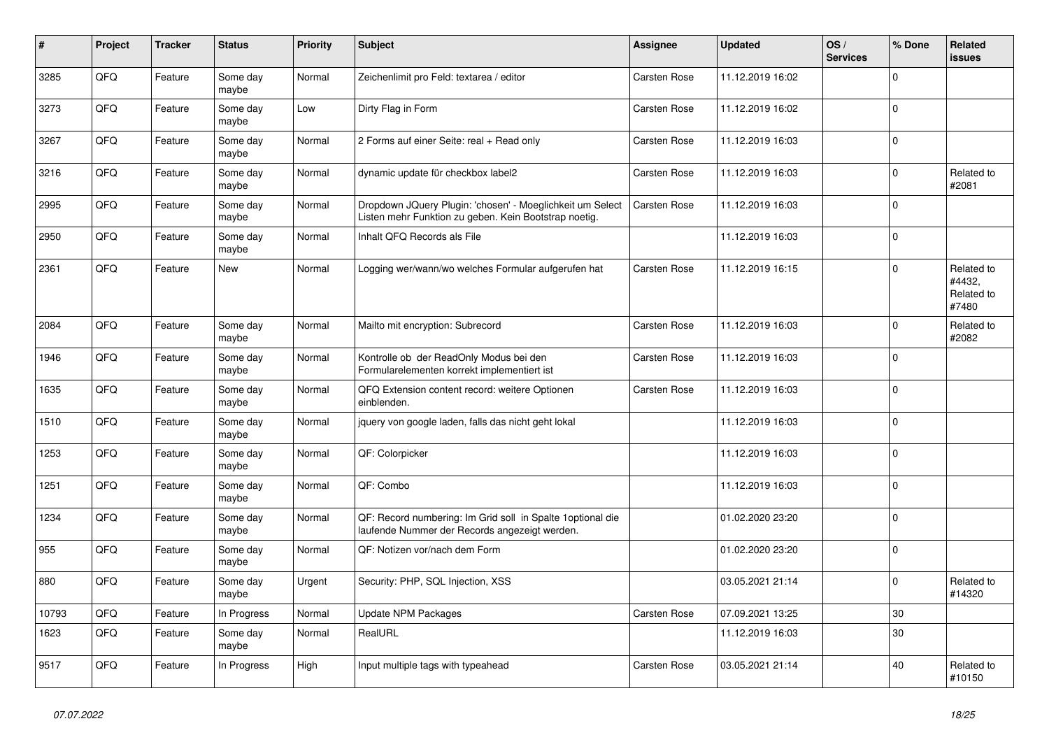| # | Project | Tracker | Status | Priority | Subject | Assignee | Updated | OS / Services | % Done | Related issues |
|---|---|---|---|---|---|---|---|---|---|---|
| 3285 | QFQ | Feature | Some day maybe | Normal | Zeichenlimit pro Feld: textarea / editor | Carsten Rose | 11.12.2019 16:02 | | 0 | |
| 3273 | QFQ | Feature | Some day maybe | Low | Dirty Flag in Form | Carsten Rose | 11.12.2019 16:02 | | 0 | |
| 3267 | QFQ | Feature | Some day maybe | Normal | 2 Forms auf einer Seite: real + Read only | Carsten Rose | 11.12.2019 16:03 | | 0 | |
| 3216 | QFQ | Feature | Some day maybe | Normal | dynamic update für checkbox label2 | Carsten Rose | 11.12.2019 16:03 | | 0 | Related to #2081 |
| 2995 | QFQ | Feature | Some day maybe | Normal | Dropdown JQuery Plugin: 'chosen' - Moeglichkeit um Select Listen mehr Funktion zu geben. Kein Bootstrap noetig. | Carsten Rose | 11.12.2019 16:03 | | 0 | |
| 2950 | QFQ | Feature | Some day maybe | Normal | Inhalt QFQ Records als File | | 11.12.2019 16:03 | | 0 | |
| 2361 | QFQ | Feature | New | Normal | Logging wer/wann/wo welches Formular aufgerufen hat | Carsten Rose | 11.12.2019 16:15 | | 0 | Related to #4432, Related to #7480 |
| 2084 | QFQ | Feature | Some day maybe | Normal | Mailto mit encryption: Subrecord | Carsten Rose | 11.12.2019 16:03 | | 0 | Related to #2082 |
| 1946 | QFQ | Feature | Some day maybe | Normal | Kontrolle ob der ReadOnly Modus bei den Formularelementen korrekt implementiert ist | Carsten Rose | 11.12.2019 16:03 | | 0 | |
| 1635 | QFQ | Feature | Some day maybe | Normal | QFQ Extension content record: weitere Optionen einblenden. | Carsten Rose | 11.12.2019 16:03 | | 0 | |
| 1510 | QFQ | Feature | Some day maybe | Normal | jquery von google laden, falls das nicht geht lokal | | 11.12.2019 16:03 | | 0 | |
| 1253 | QFQ | Feature | Some day maybe | Normal | QF: Colorpicker | | 11.12.2019 16:03 | | 0 | |
| 1251 | QFQ | Feature | Some day maybe | Normal | QF: Combo | | 11.12.2019 16:03 | | 0 | |
| 1234 | QFQ | Feature | Some day maybe | Normal | QF: Record numbering: Im Grid soll in Spalte 1optional die laufende Nummer der Records angezeigt werden. | | 01.02.2020 23:20 | | 0 | |
| 955 | QFQ | Feature | Some day maybe | Normal | QF: Notizen vor/nach dem Form | | 01.02.2020 23:20 | | 0 | |
| 880 | QFQ | Feature | Some day maybe | Urgent | Security: PHP, SQL Injection, XSS | | 03.05.2021 21:14 | | 0 | Related to #14320 |
| 10793 | QFQ | Feature | In Progress | Normal | Update NPM Packages | Carsten Rose | 07.09.2021 13:25 | | 30 | |
| 1623 | QFQ | Feature | Some day maybe | Normal | RealURL | | 11.12.2019 16:03 | | 30 | |
| 9517 | QFQ | Feature | In Progress | High | Input multiple tags with typeahead | Carsten Rose | 03.05.2021 21:14 | | 40 | Related to #10150 |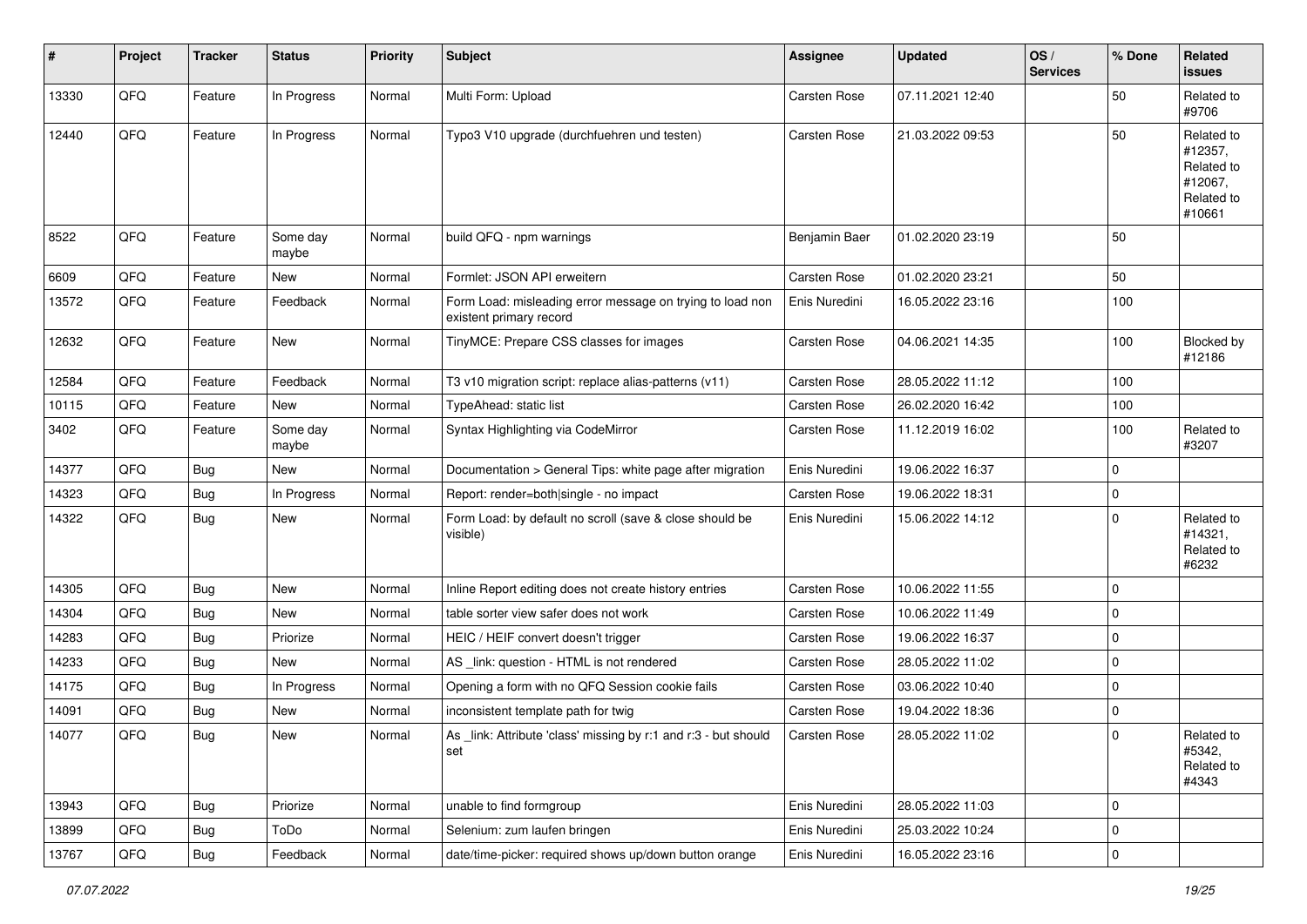| # | Project | Tracker | Status | Priority | Subject | Assignee | Updated | OS / Services | % Done | Related issues |
| --- | --- | --- | --- | --- | --- | --- | --- | --- | --- | --- |
| 13330 | QFQ | Feature | In Progress | Normal | Multi Form: Upload | Carsten Rose | 07.11.2021 12:40 | | 50 | Related to #9706 |
| 12440 | QFQ | Feature | In Progress | Normal | Typo3 V10 upgrade (durchfuehren und testen) | Carsten Rose | 21.03.2022 09:53 | | 50 | Related to #12357, Related to #12067, Related to #10661 |
| 8522 | QFQ | Feature | Some day maybe | Normal | build QFQ - npm warnings | Benjamin Baer | 01.02.2020 23:19 | | 50 | |
| 6609 | QFQ | Feature | New | Normal | Formlet: JSON API erweitern | Carsten Rose | 01.02.2020 23:21 | | 50 | |
| 13572 | QFQ | Feature | Feedback | Normal | Form Load: misleading error message on trying to load non existent primary record | Enis Nuredini | 16.05.2022 23:16 | | 100 | |
| 12632 | QFQ | Feature | New | Normal | TinyMCE: Prepare CSS classes for images | Carsten Rose | 04.06.2021 14:35 | | 100 | Blocked by #12186 |
| 12584 | QFQ | Feature | Feedback | Normal | T3 v10 migration script: replace alias-patterns (v11) | Carsten Rose | 28.05.2022 11:12 | | 100 | |
| 10115 | QFQ | Feature | New | Normal | TypeAhead: static list | Carsten Rose | 26.02.2020 16:42 | | 100 | |
| 3402 | QFQ | Feature | Some day maybe | Normal | Syntax Highlighting via CodeMirror | Carsten Rose | 11.12.2019 16:02 | | 100 | Related to #3207 |
| 14377 | QFQ | Bug | New | Normal | Documentation > General Tips: white page after migration | Enis Nuredini | 19.06.2022 16:37 | | 0 | |
| 14323 | QFQ | Bug | In Progress | Normal | Report: render=both\|single - no impact | Carsten Rose | 19.06.2022 18:31 | | 0 | |
| 14322 | QFQ | Bug | New | Normal | Form Load: by default no scroll (save & close should be visible) | Enis Nuredini | 15.06.2022 14:12 | | 0 | Related to #14321, Related to #6232 |
| 14305 | QFQ | Bug | New | Normal | Inline Report editing does not create history entries | Carsten Rose | 10.06.2022 11:55 | | 0 | |
| 14304 | QFQ | Bug | New | Normal | table sorter view safer does not work | Carsten Rose | 10.06.2022 11:49 | | 0 | |
| 14283 | QFQ | Bug | Priorize | Normal | HEIC / HEIF convert doesn't trigger | Carsten Rose | 19.06.2022 16:37 | | 0 | |
| 14233 | QFQ | Bug | New | Normal | AS _link: question - HTML is not rendered | Carsten Rose | 28.05.2022 11:02 | | 0 | |
| 14175 | QFQ | Bug | In Progress | Normal | Opening a form with no QFQ Session cookie fails | Carsten Rose | 03.06.2022 10:40 | | 0 | |
| 14091 | QFQ | Bug | New | Normal | inconsistent template path for twig | Carsten Rose | 19.04.2022 18:36 | | 0 | |
| 14077 | QFQ | Bug | New | Normal | As _link: Attribute 'class' missing by r:1 and r:3 - but should set | Carsten Rose | 28.05.2022 11:02 | | 0 | Related to #5342, Related to #4343 |
| 13943 | QFQ | Bug | Priorize | Normal | unable to find formgroup | Enis Nuredini | 28.05.2022 11:03 | | 0 | |
| 13899 | QFQ | Bug | ToDo | Normal | Selenium: zum laufen bringen | Enis Nuredini | 25.03.2022 10:24 | | 0 | |
| 13767 | QFQ | Bug | Feedback | Normal | date/time-picker: required shows up/down button orange | Enis Nuredini | 16.05.2022 23:16 | | 0 | |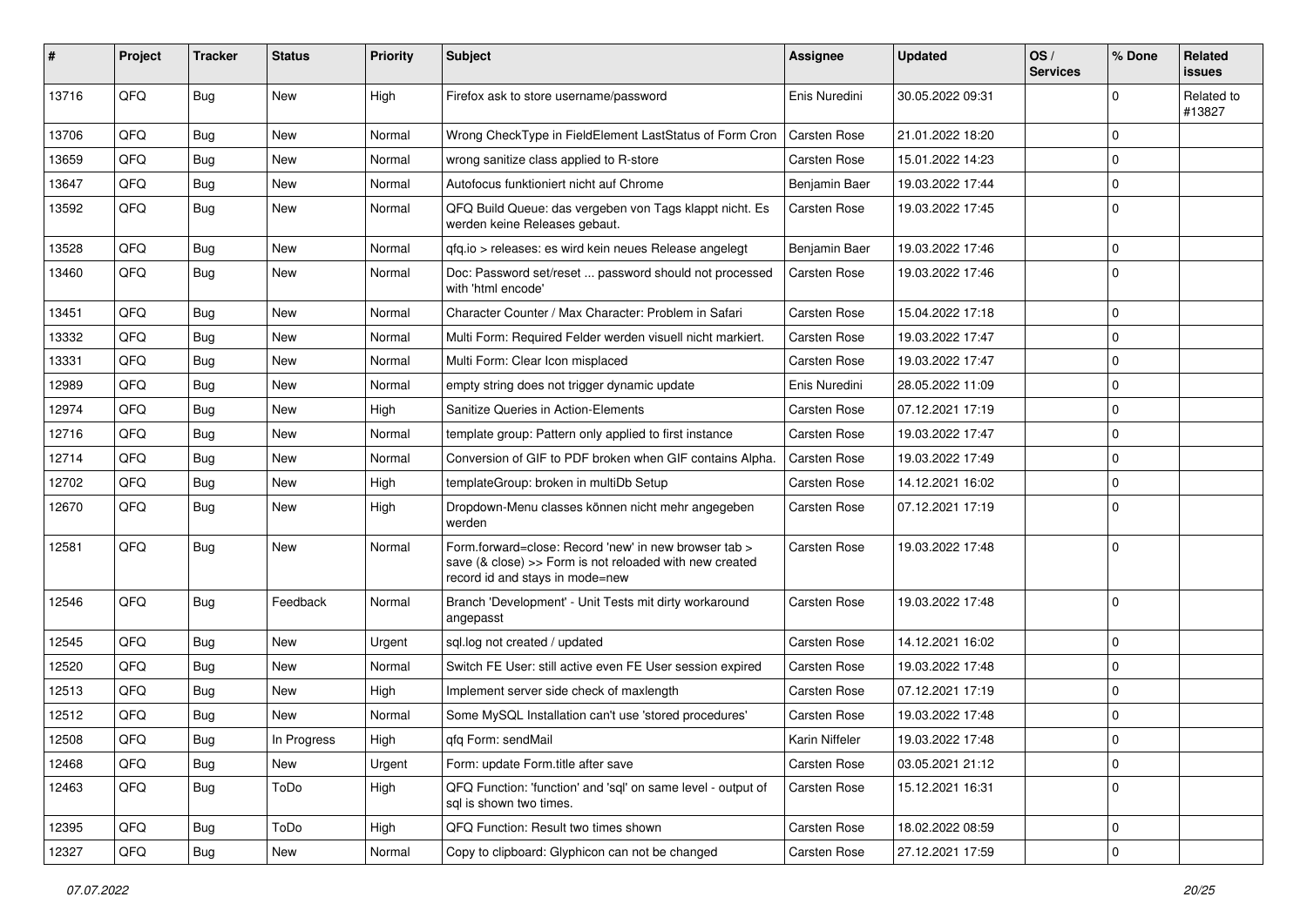| # | Project | Tracker | Status | Priority | Subject | Assignee | Updated | OS / Services | % Done | Related issues |
|---|---|---|---|---|---|---|---|---|---|---|
| 13716 | QFQ | Bug | New | High | Firefox ask to store username/password | Enis Nuredini | 30.05.2022 09:31 | | 0 | Related to #13827 |
| 13706 | QFQ | Bug | New | Normal | Wrong CheckType in FieldElement LastStatus of Form Cron | Carsten Rose | 21.01.2022 18:20 | | 0 | |
| 13659 | QFQ | Bug | New | Normal | wrong sanitize class applied to R-store | Carsten Rose | 15.01.2022 14:23 | | 0 | |
| 13647 | QFQ | Bug | New | Normal | Autofocus funktioniert nicht auf Chrome | Benjamin Baer | 19.03.2022 17:44 | | 0 | |
| 13592 | QFQ | Bug | New | Normal | QFQ Build Queue: das vergeben von Tags klappt nicht. Es werden keine Releases gebaut. | Carsten Rose | 19.03.2022 17:45 | | 0 | |
| 13528 | QFQ | Bug | New | Normal | qfq.io > releases: es wird kein neues Release angelegt | Benjamin Baer | 19.03.2022 17:46 | | 0 | |
| 13460 | QFQ | Bug | New | Normal | Doc: Password set/reset ... password should not processed with 'html encode' | Carsten Rose | 19.03.2022 17:46 | | 0 | |
| 13451 | QFQ | Bug | New | Normal | Character Counter / Max Character: Problem in Safari | Carsten Rose | 15.04.2022 17:18 | | 0 | |
| 13332 | QFQ | Bug | New | Normal | Multi Form: Required Felder werden visuell nicht markiert. | Carsten Rose | 19.03.2022 17:47 | | 0 | |
| 13331 | QFQ | Bug | New | Normal | Multi Form: Clear Icon misplaced | Carsten Rose | 19.03.2022 17:47 | | 0 | |
| 12989 | QFQ | Bug | New | Normal | empty string does not trigger dynamic update | Enis Nuredini | 28.05.2022 11:09 | | 0 | |
| 12974 | QFQ | Bug | New | High | Sanitize Queries in Action-Elements | Carsten Rose | 07.12.2021 17:19 | | 0 | |
| 12716 | QFQ | Bug | New | Normal | template group: Pattern only applied to first instance | Carsten Rose | 19.03.2022 17:47 | | 0 | |
| 12714 | QFQ | Bug | New | Normal | Conversion of GIF to PDF broken when GIF contains Alpha. | Carsten Rose | 19.03.2022 17:49 | | 0 | |
| 12702 | QFQ | Bug | New | High | templateGroup: broken in multiDb Setup | Carsten Rose | 14.12.2021 16:02 | | 0 | |
| 12670 | QFQ | Bug | New | High | Dropdown-Menu classes können nicht mehr angegeben werden | Carsten Rose | 07.12.2021 17:19 | | 0 | |
| 12581 | QFQ | Bug | New | Normal | Form.forward=close: Record 'new' in new browser tab > save (& close) >> Form is not reloaded with new created record id and stays in mode=new | Carsten Rose | 19.03.2022 17:48 | | 0 | |
| 12546 | QFQ | Bug | Feedback | Normal | Branch 'Development' - Unit Tests mit dirty workaround angepasst | Carsten Rose | 19.03.2022 17:48 | | 0 | |
| 12545 | QFQ | Bug | New | Urgent | sql.log not created / updated | Carsten Rose | 14.12.2021 16:02 | | 0 | |
| 12520 | QFQ | Bug | New | Normal | Switch FE User: still active even FE User session expired | Carsten Rose | 19.03.2022 17:48 | | 0 | |
| 12513 | QFQ | Bug | New | High | Implement server side check of maxlength | Carsten Rose | 07.12.2021 17:19 | | 0 | |
| 12512 | QFQ | Bug | New | Normal | Some MySQL Installation can't use 'stored procedures' | Carsten Rose | 19.03.2022 17:48 | | 0 | |
| 12508 | QFQ | Bug | In Progress | High | qfq Form: sendMail | Karin Niffeler | 19.03.2022 17:48 | | 0 | |
| 12468 | QFQ | Bug | New | Urgent | Form: update Form.title after save | Carsten Rose | 03.05.2021 21:12 | | 0 | |
| 12463 | QFQ | Bug | ToDo | High | QFQ Function: 'function' and 'sql' on same level - output of sql is shown two times. | Carsten Rose | 15.12.2021 16:31 | | 0 | |
| 12395 | QFQ | Bug | ToDo | High | QFQ Function: Result two times shown | Carsten Rose | 18.02.2022 08:59 | | 0 | |
| 12327 | QFQ | Bug | New | Normal | Copy to clipboard: Glyphicon can not be changed | Carsten Rose | 27.12.2021 17:59 | | 0 | |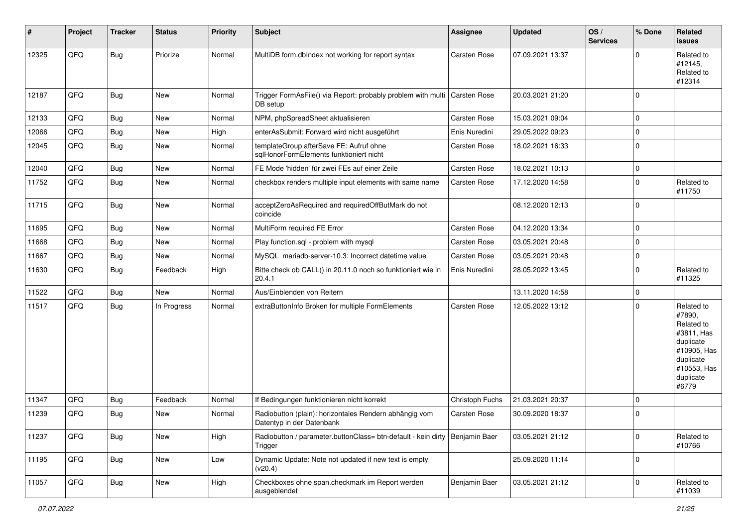| # | Project | Tracker | Status | Priority | Subject | Assignee | Updated | OS / Services | % Done | Related issues |
|---|---|---|---|---|---|---|---|---|---|---|
| 12325 | QFQ | Bug | Priorize | Normal | MultiDB form.dbIndex not working for report syntax | Carsten Rose | 07.09.2021 13:37 | | 0 | Related to #12145, Related to #12314 |
| 12187 | QFQ | Bug | New | Normal | Trigger FormAsFile() via Report: probably problem with multi DB setup | Carsten Rose | 20.03.2021 21:20 | | 0 | |
| 12133 | QFQ | Bug | New | Normal | NPM, phpSpreadSheet aktualisieren | Carsten Rose | 15.03.2021 09:04 | | 0 | |
| 12066 | QFQ | Bug | New | High | enterAsSubmit: Forward wird nicht ausgeführt | Enis Nuredini | 29.05.2022 09:23 | | 0 | |
| 12045 | QFQ | Bug | New | Normal | templateGroup afterSave FE: Aufruf ohne sqlHonorFormElements funktioniert nicht | Carsten Rose | 18.02.2021 16:33 | | 0 | |
| 12040 | QFQ | Bug | New | Normal | FE Mode 'hidden' für zwei FEs auf einer Zeile | Carsten Rose | 18.02.2021 10:13 | | 0 | |
| 11752 | QFQ | Bug | New | Normal | checkbox renders multiple input elements with same name | Carsten Rose | 17.12.2020 14:58 | | 0 | Related to #11750 |
| 11715 | QFQ | Bug | New | Normal | acceptZeroAsRequired and requiredOffButMark do not coincide | | 08.12.2020 12:13 | | 0 | |
| 11695 | QFQ | Bug | New | Normal | MultiForm required FE Error | Carsten Rose | 04.12.2020 13:34 | | 0 | |
| 11668 | QFQ | Bug | New | Normal | Play function.sql - problem with mysql | Carsten Rose | 03.05.2021 20:48 | | 0 | |
| 11667 | QFQ | Bug | New | Normal | MySQL mariadb-server-10.3: Incorrect datetime value | Carsten Rose | 03.05.2021 20:48 | | 0 | |
| 11630 | QFQ | Bug | Feedback | High | Bitte check ob CALL() in 20.11.0 noch so funktioniert wie in 20.4.1 | Enis Nuredini | 28.05.2022 13:45 | | 0 | Related to #11325 |
| 11522 | QFQ | Bug | New | Normal | Aus/Einblenden von Reitern | | 13.11.2020 14:58 | | 0 | |
| 11517 | QFQ | Bug | In Progress | Normal | extraButtonInfo Broken for multiple FormElements | Carsten Rose | 12.05.2022 13:12 | | 0 | Related to #7890, Related to #3811, Has duplicate #10905, Has duplicate #10553, Has duplicate #6779 |
| 11347 | QFQ | Bug | Feedback | Normal | If Bedingungen funktionieren nicht korrekt | Christoph Fuchs | 21.03.2021 20:37 | | 0 | |
| 11239 | QFQ | Bug | New | Normal | Radiobutton (plain): horizontales Rendern abhängig vom Datentyp in der Datenbank | Carsten Rose | 30.09.2020 18:37 | | 0 | |
| 11237 | QFQ | Bug | New | High | Radiobutton / parameter.buttonClass= btn-default - kein dirty Trigger | Benjamin Baer | 03.05.2021 21:12 | | 0 | Related to #10766 |
| 11195 | QFQ | Bug | New | Low | Dynamic Update: Note not updated if new text is empty (v20.4) | | 25.09.2020 11:14 | | 0 | |
| 11057 | QFQ | Bug | New | High | Checkboxes ohne span.checkmark im Report werden ausgeblendet | Benjamin Baer | 03.05.2021 21:12 | | 0 | Related to #11039 |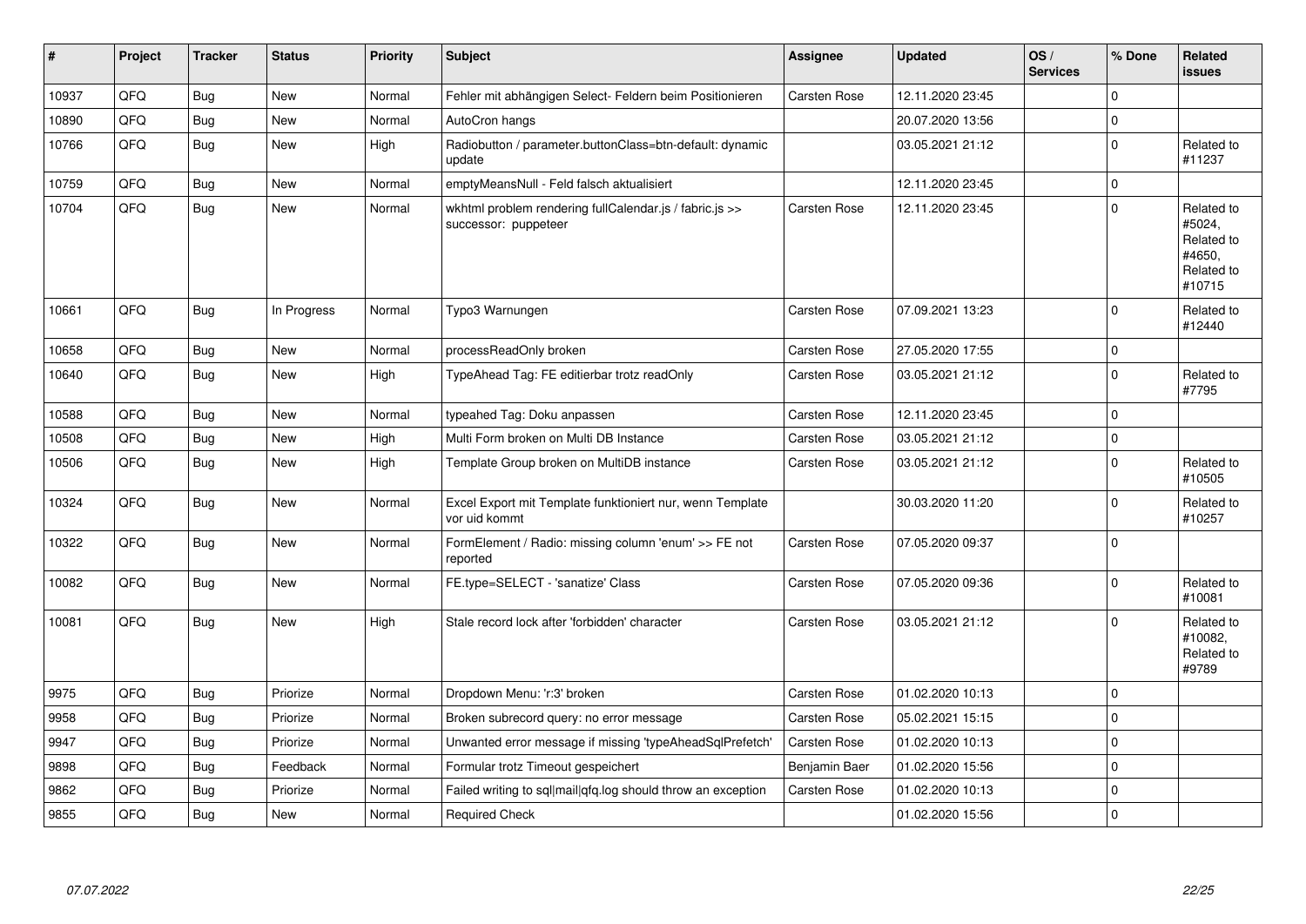| # | Project | Tracker | Status | Priority | Subject | Assignee | Updated | OS / Services | % Done | Related issues |
|---|---|---|---|---|---|---|---|---|---|---|
| 10937 | QFQ | Bug | New | Normal | Fehler mit abhängigen Select- Feldern beim Positionieren | Carsten Rose | 12.11.2020 23:45 | | 0 | |
| 10890 | QFQ | Bug | New | Normal | AutoCron hangs | | 20.07.2020 13:56 | | 0 | |
| 10766 | QFQ | Bug | New | High | Radiobutton / parameter.buttonClass=btn-default: dynamic update | | 03.05.2021 21:12 | | 0 | Related to #11237 |
| 10759 | QFQ | Bug | New | Normal | emptyMeansNull - Feld falsch aktualisiert | | 12.11.2020 23:45 | | 0 | |
| 10704 | QFQ | Bug | New | Normal | wkhtml problem rendering fullCalendar.js / fabric.js >> successor: puppeteer | Carsten Rose | 12.11.2020 23:45 | | 0 | Related to #5024, Related to #4650, Related to #10715 |
| 10661 | QFQ | Bug | In Progress | Normal | Typo3 Warnungen | Carsten Rose | 07.09.2021 13:23 | | 0 | Related to #12440 |
| 10658 | QFQ | Bug | New | Normal | processReadOnly broken | Carsten Rose | 27.05.2020 17:55 | | 0 | |
| 10640 | QFQ | Bug | New | High | TypeAhead Tag: FE editierbar trotz readOnly | Carsten Rose | 03.05.2021 21:12 | | 0 | Related to #7795 |
| 10588 | QFQ | Bug | New | Normal | typeahed Tag: Doku anpassen | Carsten Rose | 12.11.2020 23:45 | | 0 | |
| 10508 | QFQ | Bug | New | High | Multi Form broken on Multi DB Instance | Carsten Rose | 03.05.2021 21:12 | | 0 | |
| 10506 | QFQ | Bug | New | High | Template Group broken on MultiDB instance | Carsten Rose | 03.05.2021 21:12 | | 0 | Related to #10505 |
| 10324 | QFQ | Bug | New | Normal | Excel Export mit Template funktioniert nur, wenn Template vor uid kommt | | 30.03.2020 11:20 | | 0 | Related to #10257 |
| 10322 | QFQ | Bug | New | Normal | FormElement / Radio: missing column 'enum' >> FE not reported | Carsten Rose | 07.05.2020 09:37 | | 0 | |
| 10082 | QFQ | Bug | New | Normal | FE.type=SELECT - 'sanatize' Class | Carsten Rose | 07.05.2020 09:36 | | 0 | Related to #10081 |
| 10081 | QFQ | Bug | New | High | Stale record lock after 'forbidden' character | Carsten Rose | 03.05.2021 21:12 | | 0 | Related to #10082, Related to #9789 |
| 9975 | QFQ | Bug | Priorize | Normal | Dropdown Menu: 'r:3' broken | Carsten Rose | 01.02.2020 10:13 | | 0 | |
| 9958 | QFQ | Bug | Priorize | Normal | Broken subrecord query: no error message | Carsten Rose | 05.02.2021 15:15 | | 0 | |
| 9947 | QFQ | Bug | Priorize | Normal | Unwanted error message if missing 'typeAheadSqlPrefetch' | Carsten Rose | 01.02.2020 10:13 | | 0 | |
| 9898 | QFQ | Bug | Feedback | Normal | Formular trotz Timeout gespeichert | Benjamin Baer | 01.02.2020 15:56 | | 0 | |
| 9862 | QFQ | Bug | Priorize | Normal | Failed writing to sql\|mail\|qfq.log should throw an exception | Carsten Rose | 01.02.2020 10:13 | | 0 | |
| 9855 | QFQ | Bug | New | Normal | Required Check | | 01.02.2020 15:56 | | 0 | |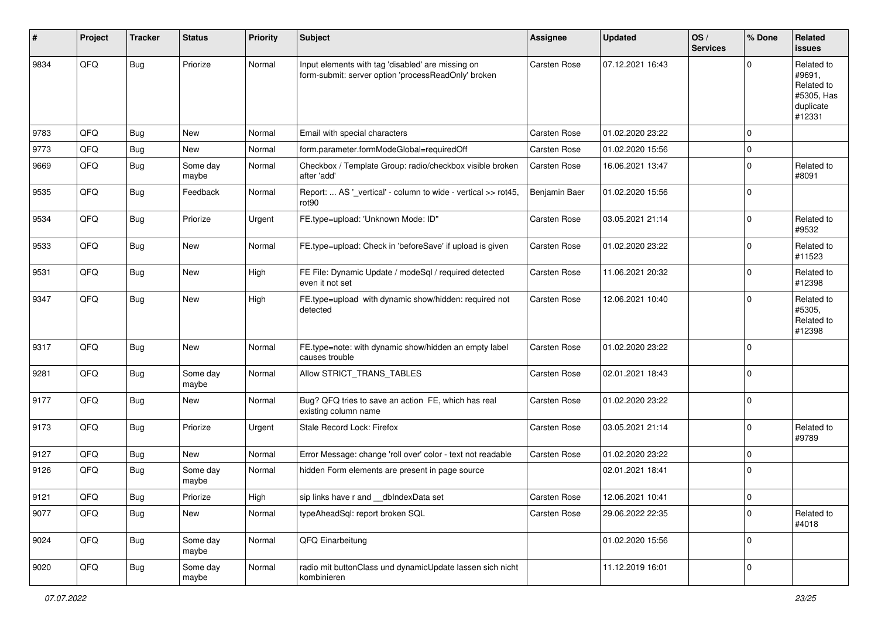| # | Project | Tracker | Status | Priority | Subject | Assignee | Updated | OS / Services | % Done | Related issues |
|---|---|---|---|---|---|---|---|---|---|---|
| 9834 | QFQ | Bug | Priorize | Normal | Input elements with tag 'disabled' are missing on form-submit: server option 'processReadOnly' broken | Carsten Rose | 07.12.2021 16:43 | | 0 | Related to #9691, Related to #5305, Has duplicate #12331 |
| 9783 | QFQ | Bug | New | Normal | Email with special characters | Carsten Rose | 01.02.2020 23:22 | | 0 | |
| 9773 | QFQ | Bug | New | Normal | form.parameter.formModeGlobal=requiredOff | Carsten Rose | 01.02.2020 15:56 | | 0 | |
| 9669 | QFQ | Bug | Some day maybe | Normal | Checkbox / Template Group: radio/checkbox visible broken after 'add' | Carsten Rose | 16.06.2021 13:47 | | 0 | Related to #8091 |
| 9535 | QFQ | Bug | Feedback | Normal | Report: ... AS '_vertical' - column to wide - vertical >> rot45, rot90 | Benjamin Baer | 01.02.2020 15:56 | | 0 | |
| 9534 | QFQ | Bug | Priorize | Urgent | FE.type=upload: 'Unknown Mode: ID" | Carsten Rose | 03.05.2021 21:14 | | 0 | Related to #9532 |
| 9533 | QFQ | Bug | New | Normal | FE.type=upload: Check in 'beforeSave' if upload is given | Carsten Rose | 01.02.2020 23:22 | | 0 | Related to #11523 |
| 9531 | QFQ | Bug | New | High | FE File: Dynamic Update / modeSql / required detected even it not set | Carsten Rose | 11.06.2021 20:32 | | 0 | Related to #12398 |
| 9347 | QFQ | Bug | New | High | FE.type=upload with dynamic show/hidden: required not detected | Carsten Rose | 12.06.2021 10:40 | | 0 | Related to #5305, Related to #12398 |
| 9317 | QFQ | Bug | New | Normal | FE.type=note: with dynamic show/hidden an empty label causes trouble | Carsten Rose | 01.02.2020 23:22 | | 0 | |
| 9281 | QFQ | Bug | Some day maybe | Normal | Allow STRICT_TRANS_TABLES | Carsten Rose | 02.01.2021 18:43 | | 0 | |
| 9177 | QFQ | Bug | New | Normal | Bug? QFQ tries to save an action FE, which has real existing column name | Carsten Rose | 01.02.2020 23:22 | | 0 | |
| 9173 | QFQ | Bug | Priorize | Urgent | Stale Record Lock: Firefox | Carsten Rose | 03.05.2021 21:14 | | 0 | Related to #9789 |
| 9127 | QFQ | Bug | New | Normal | Error Message: change 'roll over' color - text not readable | Carsten Rose | 01.02.2020 23:22 | | 0 | |
| 9126 | QFQ | Bug | Some day maybe | Normal | hidden Form elements are present in page source | | 02.01.2021 18:41 | | 0 | |
| 9121 | QFQ | Bug | Priorize | High | sip links have r and __dbIndexData set | Carsten Rose | 12.06.2021 10:41 | | 0 | |
| 9077 | QFQ | Bug | New | Normal | typeAheadSql: report broken SQL | Carsten Rose | 29.06.2022 22:35 | | 0 | Related to #4018 |
| 9024 | QFQ | Bug | Some day maybe | Normal | QFQ Einarbeitung | | 01.02.2020 15:56 | | 0 | |
| 9020 | QFQ | Bug | Some day maybe | Normal | radio mit buttonClass und dynamicUpdate lassen sich nicht kombinieren | | 11.12.2019 16:01 | | 0 | |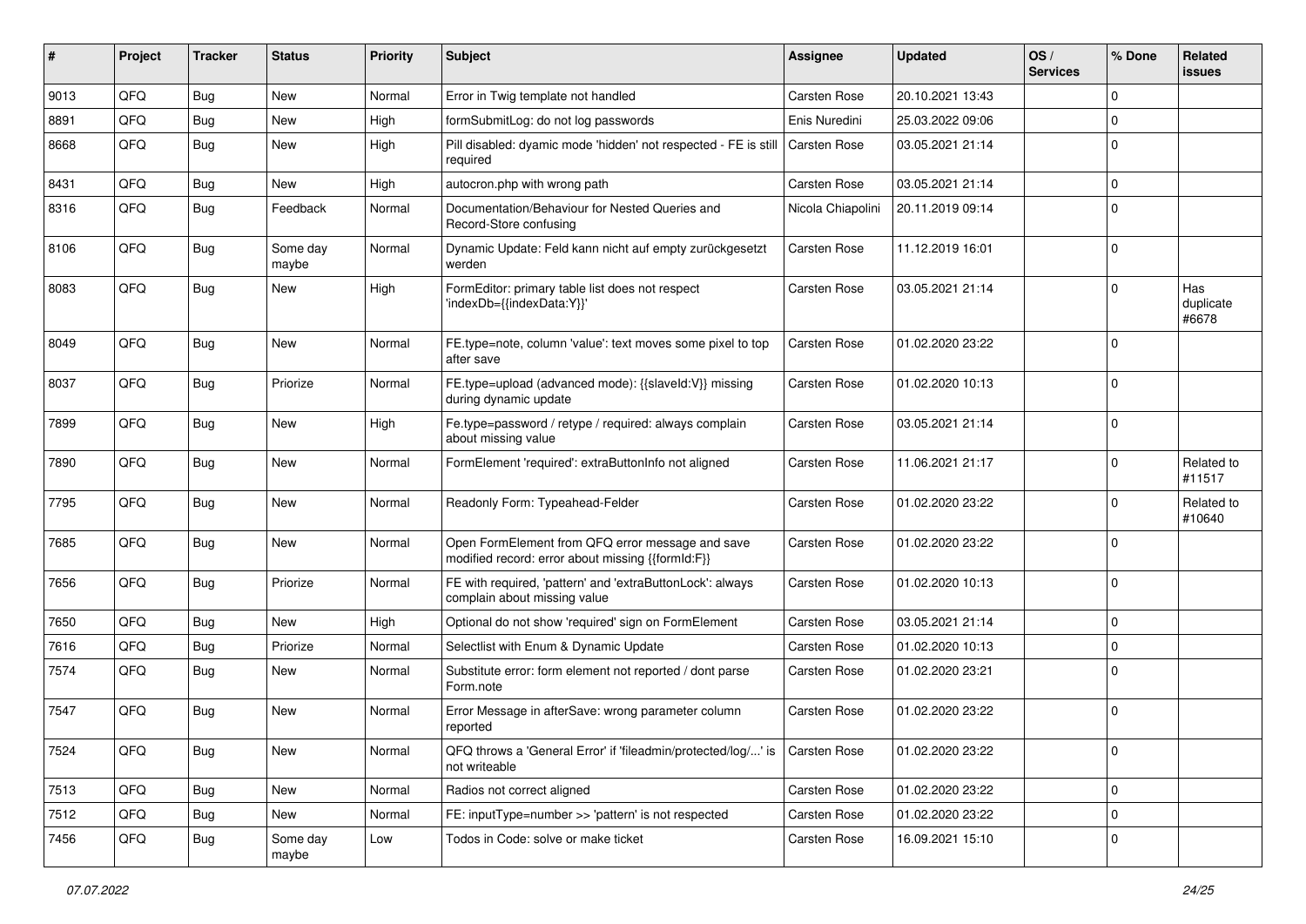| # | Project | Tracker | Status | Priority | Subject | Assignee | Updated | OS / Services | % Done | Related issues |
|---|---|---|---|---|---|---|---|---|---|---|
| 9013 | QFQ | Bug | New | Normal | Error in Twig template not handled | Carsten Rose | 20.10.2021 13:43 | | 0 | |
| 8891 | QFQ | Bug | New | High | formSubmitLog: do not log passwords | Enis Nuredini | 25.03.2022 09:06 | | 0 | |
| 8668 | QFQ | Bug | New | High | Pill disabled: dyamic mode 'hidden' not respected - FE is still required | Carsten Rose | 03.05.2021 21:14 | | 0 | |
| 8431 | QFQ | Bug | New | High | autocron.php with wrong path | Carsten Rose | 03.05.2021 21:14 | | 0 | |
| 8316 | QFQ | Bug | Feedback | Normal | Documentation/Behaviour for Nested Queries and Record-Store confusing | Nicola Chiapolini | 20.11.2019 09:14 | | 0 | |
| 8106 | QFQ | Bug | Some day maybe | Normal | Dynamic Update: Feld kann nicht auf empty zurückgesetzt werden | Carsten Rose | 11.12.2019 16:01 | | 0 | |
| 8083 | QFQ | Bug | New | High | FormEditor: primary table list does not respect 'indexDb={{indexData:Y}}' | Carsten Rose | 03.05.2021 21:14 | | 0 | Has duplicate #6678 |
| 8049 | QFQ | Bug | New | Normal | FE.type=note, column 'value': text moves some pixel to top after save | Carsten Rose | 01.02.2020 23:22 | | 0 | |
| 8037 | QFQ | Bug | Priorize | Normal | FE.type=upload (advanced mode): {{slaveId:V}} missing during dynamic update | Carsten Rose | 01.02.2020 10:13 | | 0 | |
| 7899 | QFQ | Bug | New | High | Fe.type=password / retype / required: always complain about missing value | Carsten Rose | 03.05.2021 21:14 | | 0 | |
| 7890 | QFQ | Bug | New | Normal | FormElement 'required': extraButtonInfo not aligned | Carsten Rose | 11.06.2021 21:17 | | 0 | Related to #11517 |
| 7795 | QFQ | Bug | New | Normal | Readonly Form: Typeahead-Felder | Carsten Rose | 01.02.2020 23:22 | | 0 | Related to #10640 |
| 7685 | QFQ | Bug | New | Normal | Open FormElement from QFQ error message and save modified record: error about missing {{formId:F}} | Carsten Rose | 01.02.2020 23:22 | | 0 | |
| 7656 | QFQ | Bug | Priorize | Normal | FE with required, 'pattern' and 'extraButtonLock': always complain about missing value | Carsten Rose | 01.02.2020 10:13 | | 0 | |
| 7650 | QFQ | Bug | New | High | Optional do not show 'required' sign on FormElement | Carsten Rose | 03.05.2021 21:14 | | 0 | |
| 7616 | QFQ | Bug | Priorize | Normal | Selectlist with Enum & Dynamic Update | Carsten Rose | 01.02.2020 10:13 | | 0 | |
| 7574 | QFQ | Bug | New | Normal | Substitute error: form element not reported / dont parse Form.note | Carsten Rose | 01.02.2020 23:21 | | 0 | |
| 7547 | QFQ | Bug | New | Normal | Error Message in afterSave: wrong parameter column reported | Carsten Rose | 01.02.2020 23:22 | | 0 | |
| 7524 | QFQ | Bug | New | Normal | QFQ throws a 'General Error' if 'fileadmin/protected/log/...' is not writeable | Carsten Rose | 01.02.2020 23:22 | | 0 | |
| 7513 | QFQ | Bug | New | Normal | Radios not correct aligned | Carsten Rose | 01.02.2020 23:22 | | 0 | |
| 7512 | QFQ | Bug | New | Normal | FE: inputType=number >> 'pattern' is not respected | Carsten Rose | 01.02.2020 23:22 | | 0 | |
| 7456 | QFQ | Bug | Some day maybe | Low | Todos in Code: solve or make ticket | Carsten Rose | 16.09.2021 15:10 | | 0 | |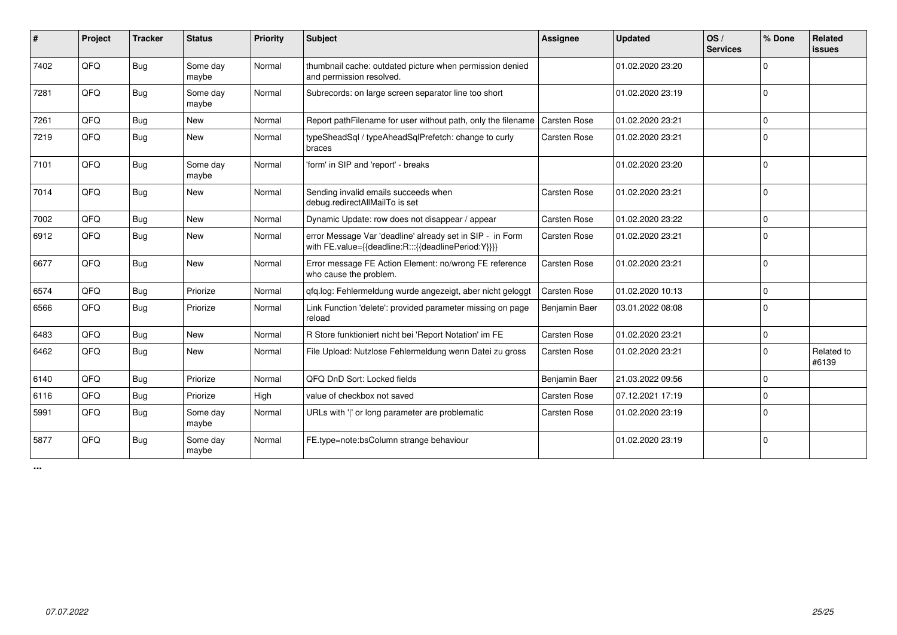| # | Project | Tracker | Status | Priority | Subject | Assignee | Updated | OS / Services | % Done | Related issues |
|---|---|---|---|---|---|---|---|---|---|---|
| 7402 | QFQ | Bug | Some day maybe | Normal | thumbnail cache: outdated picture when permission denied and permission resolved. | | 01.02.2020 23:20 | | 0 | |
| 7281 | QFQ | Bug | Some day maybe | Normal | Subrecords: on large screen separator line too short | | 01.02.2020 23:19 | | 0 | |
| 7261 | QFQ | Bug | New | Normal | Report pathFilename for user without path, only the filename | Carsten Rose | 01.02.2020 23:21 | | 0 | |
| 7219 | QFQ | Bug | New | Normal | typeSheadSql / typeAheadSqlPrefetch: change to curly braces | Carsten Rose | 01.02.2020 23:21 | | 0 | |
| 7101 | QFQ | Bug | Some day maybe | Normal | 'form' in SIP and 'report' - breaks | | 01.02.2020 23:20 | | 0 | |
| 7014 | QFQ | Bug | New | Normal | Sending invalid emails succeeds when debug.redirectAllMailTo is set | Carsten Rose | 01.02.2020 23:21 | | 0 | |
| 7002 | QFQ | Bug | New | Normal | Dynamic Update: row does not disappear / appear | Carsten Rose | 01.02.2020 23:22 | | 0 | |
| 6912 | QFQ | Bug | New | Normal | error Message Var 'deadline' already set in SIP - in Form with FE.value={{deadline:R:::{{deadlinePeriod:Y}}}} | Carsten Rose | 01.02.2020 23:21 | | 0 | |
| 6677 | QFQ | Bug | New | Normal | Error message FE Action Element: no/wrong FE reference who cause the problem. | Carsten Rose | 01.02.2020 23:21 | | 0 | |
| 6574 | QFQ | Bug | Priorize | Normal | qfq.log: Fehlermeldung wurde angezeigt, aber nicht geloggt | Carsten Rose | 01.02.2020 10:13 | | 0 | |
| 6566 | QFQ | Bug | Priorize | Normal | Link Function 'delete': provided parameter missing on page reload | Benjamin Baer | 03.01.2022 08:08 | | 0 | |
| 6483 | QFQ | Bug | New | Normal | R Store funktioniert nicht bei 'Report Notation' im FE | Carsten Rose | 01.02.2020 23:21 | | 0 | |
| 6462 | QFQ | Bug | New | Normal | File Upload: Nutzlose Fehlermeldung wenn Datei zu gross | Carsten Rose | 01.02.2020 23:21 | | 0 | Related to #6139 |
| 6140 | QFQ | Bug | Priorize | Normal | QFQ DnD Sort: Locked fields | Benjamin Baer | 21.03.2022 09:56 | | 0 | |
| 6116 | QFQ | Bug | Priorize | High | value of checkbox not saved | Carsten Rose | 07.12.2021 17:19 | | 0 | |
| 5991 | QFQ | Bug | Some day maybe | Normal | URLs with ' ' or long parameter are problematic | Carsten Rose | 01.02.2020 23:19 | | 0 | |
| 5877 | QFQ | Bug | Some day maybe | Normal | FE.type=note:bsColumn strange behaviour | | 01.02.2020 23:19 | | 0 | |

...